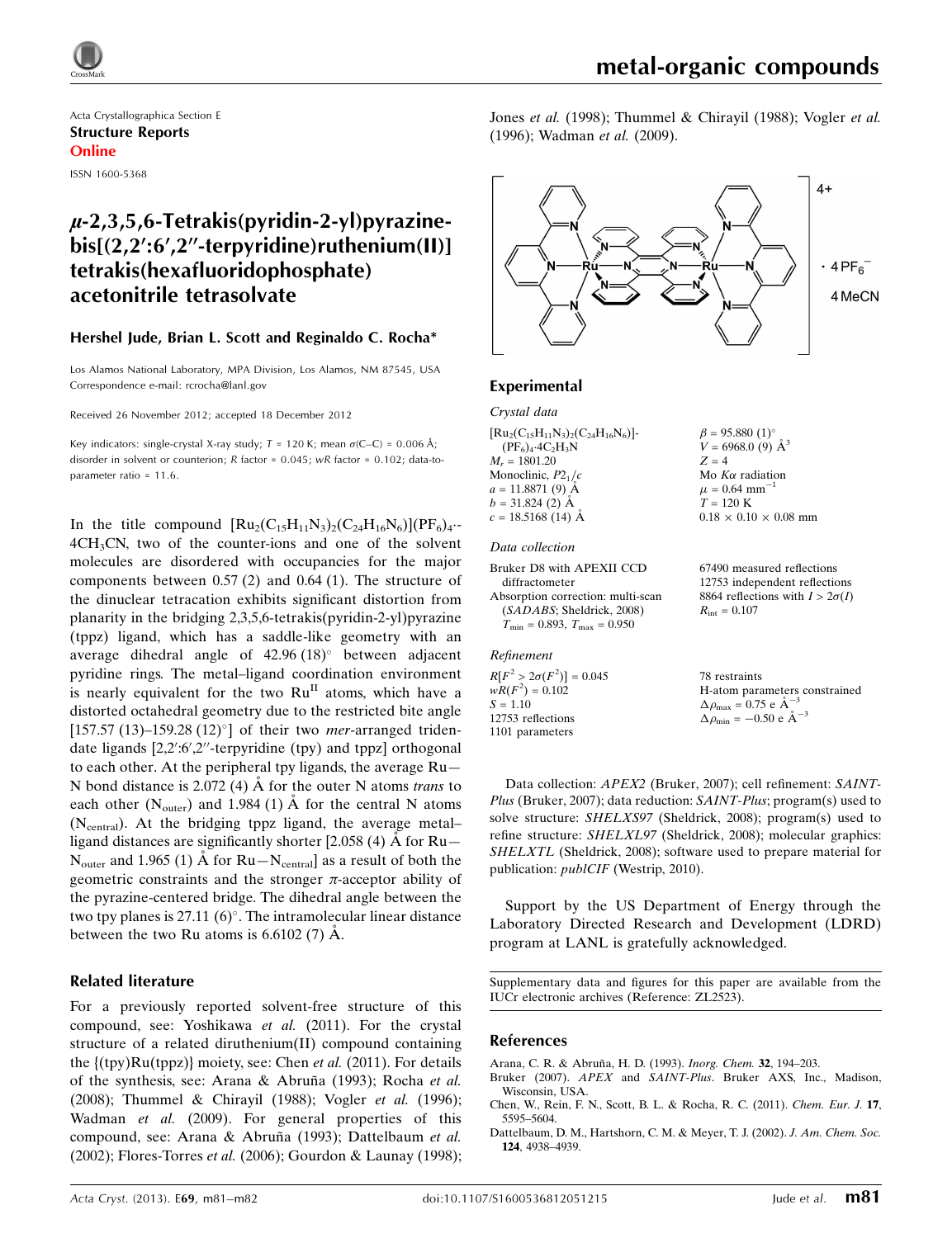Acta Crystallographica Section E
**Structure Reports**
**Online**

ISSN 1600-5368

# μ-2,3,5,6-Tetrakis(pyridin-2-yl)pyrazine-bis[(2,2′:6′,2″-terpyridine)ruthenium(II)] tetrakis(hexafluoridophosphate) acetonitrile tetrasolvate

**Hershel Jude, Brian L. Scott and Reginaldo C. Rocha***

Los Alamos National Laboratory, MPA Division, Los Alamos, NM 87545, USA
Correspondence e-mail: rcrocha@lanl.gov

Received 26 November 2012; accepted 18 December 2012

Key indicators: single-crystal X-ray study; $T = 120$ K; mean $\sigma$(C–C) = 0.006 Å; disorder in solvent or counterion; $R$ factor = 0.045; $wR$ factor = 0.102; data-to-parameter ratio = 11.6.

In the title compound $[Ru_2(C_{15}H_{11}N_3)_2(C_{24}H_{16}N_6)](PF_6)_4\cdot 4CH_3CN$, two of the counter-ions and one of the solvent molecules are disordered with occupancies for the major components between 0.57 (2) and 0.64 (1). The structure of the dinuclear tetracation exhibits significant distortion from planarity in the bridging 2,3,5,6-tetrakis(pyridin-2-yl)pyrazine (tppz) ligand, which has a saddle-like geometry with an average dihedral angle of 42.96 (18)° between adjacent pyridine rings. The metal–ligand coordination environment is nearly equivalent for the two $Ru^{II}$ atoms, which have a distorted octahedral geometry due to the restricted bite angle [157.57 (13)–159.28 (12)°] of their two *mer*-arranged tridentate ligands [2,2′:6′,2″-terpyridine (tpy) and tppz] orthogonal to each other. At the peripheral tpy ligands, the average Ru—N bond distance is 2.072 (4) Å for the outer N atoms *trans* to each other ($N_{outer}$) and 1.984 (1) Å for the central N atoms ($N_{central}$). At the bridging tppz ligand, the average metal–ligand distances are significantly shorter [2.058 (4) Å for Ru—$N_{outer}$ and 1.965 (1) Å for Ru—$N_{central}$] as a result of both the geometric constraints and the stronger π-acceptor ability of the pyrazine-centered bridge. The dihedral angle between the two tpy planes is 27.11 (6)°. The intramolecular linear distance between the two Ru atoms is 6.6102 (7) Å.

## Related literature

For a previously reported solvent-free structure of this compound, see: Yoshikawa *et al.* (2011). For the crystal structure of a related diruthenium(II) compound containing the {(tpy)Ru(tppz)} moiety, see: Chen *et al.* (2011). For details of the synthesis, see: Arana & Abruña (1993); Rocha *et al.* (2008); Thummel & Chirayil (1988); Vogler *et al.* (1996); Wadman *et al.* (2009). For general properties of this compound, see: Arana & Abruña (1993); Dattelbaum *et al.* (2002); Flores-Torres *et al.* (2006); Gourdon & Launay (1998); Jones *et al.* (1998); Thummel & Chirayil (1988); Vogler *et al.* (1996); Wadman *et al.* (2009).

## Experimental

### Crystal data

$[Ru_2(C_{15}H_{11}N_3)_2(C_{24}H_{16}N_6)]-(PF_6)_4\cdot 4C_2H_3N$
$M_r = 1801.20$
Monoclinic, $P2_1/c$
$a = 11.8871$ (9) Å
$b = 31.824$ (2) Å
$c = 18.5168$ (14) Å
$\beta = 95.880$ (1)°
$V = 6968.0$ (9) Å$^3$
$Z = 4$
Mo $K\alpha$ radiation
$\mu = 0.64$ mm$^{-1}$
$T = 120$ K
0.18 × 0.10 × 0.08 mm

### Data collection

Bruker D8 with APEXII CCD diffractometer
Absorption correction: multi-scan (*SADABS*; Sheldrick, 2008) $T_{min} = 0.893$, $T_{max} = 0.950$
67490 measured reflections
12753 independent reflections
8864 reflections with $I > 2\sigma(I)$
$R_{int} = 0.107$

### Refinement

$R[F^2 > 2\sigma(F^2)] = 0.045$
$wR(F^2) = 0.102$
$S = 1.10$
12753 reflections
1101 parameters
78 restraints
H-atom parameters constrained
$\Delta\rho_{max} = 0.75$ e Å$^{-3}$
$\Delta\rho_{min} = -0.50$ e Å$^{-3}$

Data collection: *APEX2* (Bruker, 2007); cell refinement: *SAINT-Plus* (Bruker, 2007); data reduction: *SAINT-Plus*; program(s) used to solve structure: *SHELXS97* (Sheldrick, 2008); program(s) used to refine structure: *SHELXL97* (Sheldrick, 2008); molecular graphics: *SHELXTL* (Sheldrick, 2008); software used to prepare material for publication: *publCIF* (Westrip, 2010).

Support by the US Department of Energy through the Laboratory Directed Research and Development (LDRD) program at LANL is gratefully acknowledged.

Supplementary data and figures for this paper are available from the IUCr electronic archives (Reference: ZL2523).

## References

Arana, C. R. & Abruña, H. D. (1993). *Inorg. Chem.* **32**, 194–203.
Bruker (2007). *APEX* and *SAINT-Plus*. Bruker AXS, Inc., Madison, Wisconsin, USA.
Chen, W., Rein, F. N., Scott, B. L. & Rocha, R. C. (2011). *Chem. Eur. J.* **17**, 5595–5604.
Dattelbaum, D. M., Hartshorn, C. M. & Meyer, T. J. (2002). *J. Am. Chem. Soc.* **124**, 4938–4939.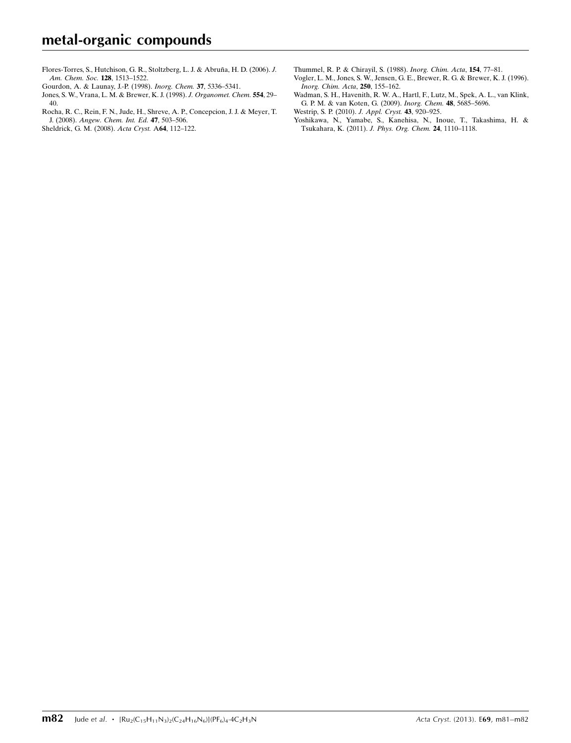Flores-Torres, S., Hutchison, G. R., Stoltzberg, L. J. & Abruña, H. D. (2006). *J. Am. Chem. Soc.* **128**, 1513–1522.

Gourdon, A. & Launay, J.-P. (1998). *Inorg. Chem.* **37**, 5336–5341.

Jones, S. W., Vrana, L. M. & Brewer, K. J. (1998). *J. Organomet. Chem.* **554**, 29–40.

Rocha, R. C., Rein, F. N., Jude, H., Shreve, A. P., Concepcion, J. J. & Meyer, T. J. (2008). *Angew. Chem. Int. Ed.* **47**, 503–506.

Sheldrick, G. M. (2008). *Acta Cryst.* A**64**, 112–122.

Thummel, R. P. & Chirayil, S. (1988). *Inorg. Chim. Acta*, **154**, 77–81.

Vogler, L. M., Jones, S. W., Jensen, G. E., Brewer, R. G. & Brewer, K. J. (1996). *Inorg. Chim. Acta*, **250**, 155–162.

Wadman, S. H., Havenith, R. W. A., Hartl, F., Lutz, M., Spek, A. L., van Klink, G. P. M. & van Koten, G. (2009). *Inorg. Chem.* **48**, 5685–5696.

Westrip, S. P. (2010). *J. Appl. Cryst.* **43**, 920–925.

Yoshikawa, N., Yamabe, S., Kanehisa, N., Inoue, T., Takashima, H. & Tsukahara, K. (2011). *J. Phys. Org. Chem.* **24**, 1110–1118.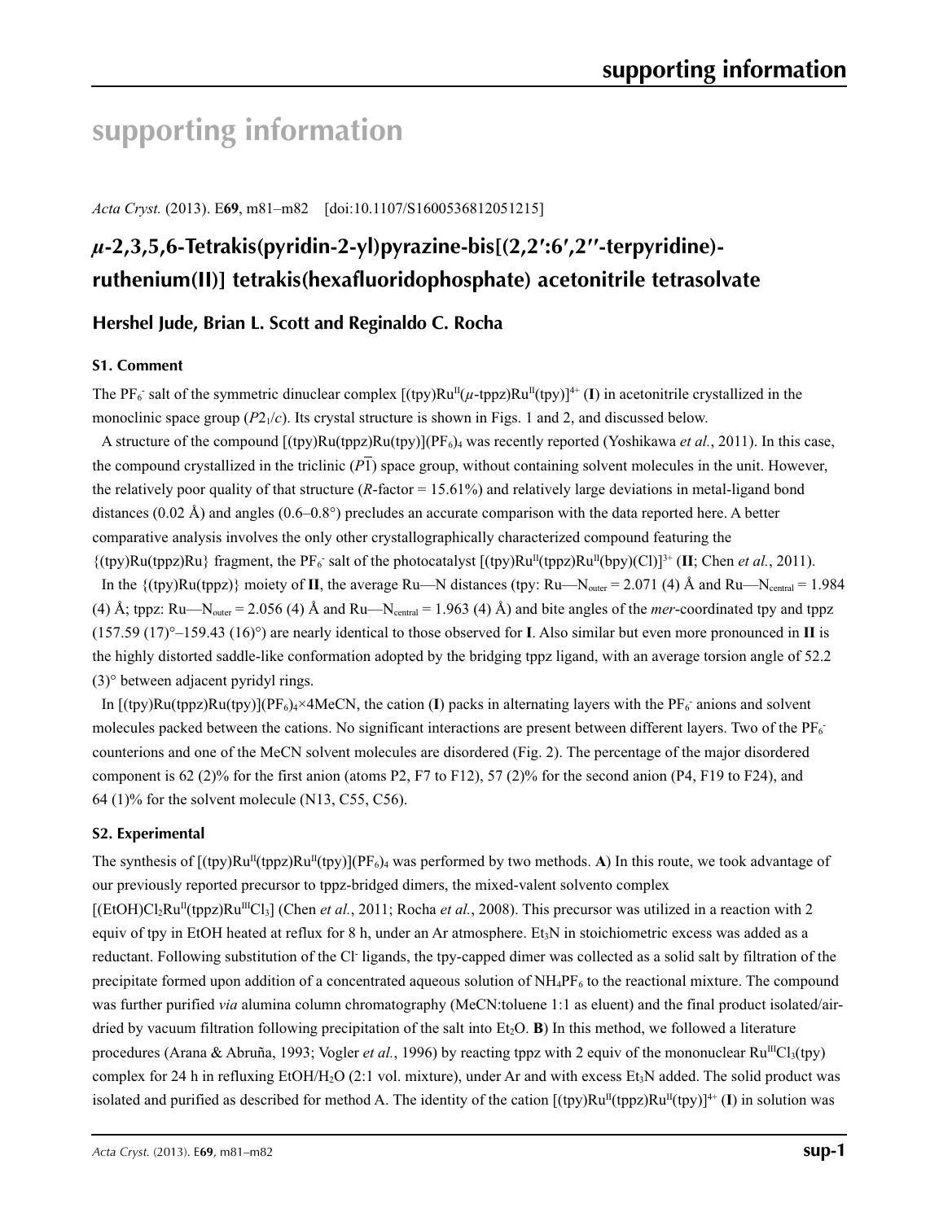# supporting information

*Acta Cryst.* (2013). E**69**, m81–m82 [doi:10.1107/S1600536812051215]

## *μ*-2,3,5,6-Tetrakis(pyridin-2-yl)pyrazine-bis[(2,2′:6′,2′′-terpyridine)-ruthenium(II)] tetrakis(hexafluoridophosphate) acetonitrile tetrasolvate

**Hershel Jude, Brian L. Scott and Reginaldo C. Rocha**

### S1. Comment

The $PF_6^-$ salt of the symmetric dinuclear complex $[(tpy)Ru^{II}(\mu\text{-tppz})Ru^{II}(tpy)]^{4+}$ (**I**) in acetonitrile crystallized in the monoclinic space group ($P2_1/c$). Its crystal structure is shown in Figs. 1 and 2, and discussed below.

A structure of the compound $[(tpy)Ru(tppz)Ru(tpy)](PF_6)_4$ was recently reported (Yoshikawa *et al.*, 2011). In this case, the compound crystallized in the triclinic ($P\overline{1}$) space group, without containing solvent molecules in the unit. However, the relatively poor quality of that structure (*R*-factor = 15.61%) and relatively large deviations in metal-ligand bond distances (0.02 Å) and angles (0.6–0.8°) precludes an accurate comparison with the data reported here. A better comparative analysis involves the only other crystallographically characterized compound featuring the {(tpy)Ru(tppz)Ru} fragment, the $PF_6^-$ salt of the photocatalyst $[(tpy)Ru^{II}(tppz)Ru^{II}(bpy)(Cl)]^{3+}$ (**II**; Chen *et al.*, 2011).

In the {(tpy)Ru(tppz)} moiety of **II**, the average Ru—N distances (tpy: $Ru—N_{outer}$ = 2.071 (4) Å and $Ru—N_{central}$ = 1.984 (4) Å; tppz: $Ru—N_{outer}$ = 2.056 (4) Å and $Ru—N_{central}$ = 1.963 (4) Å) and bite angles of the *mer*-coordinated tpy and tppz (157.59 (17)°–159.43 (16)°) are nearly identical to those observed for **I**. Also similar but even more pronounced in **II** is the highly distorted saddle-like conformation adopted by the bridging tppz ligand, with an average torsion angle of 52.2 (3)° between adjacent pyridyl rings.

In $[(tpy)Ru(tppz)Ru(tpy)](PF_6)_4\times4MeCN$, the cation (**I**) packs in alternating layers with the $PF_6^-$ anions and solvent molecules packed between the cations. No significant interactions are present between different layers. Two of the $PF_6^-$ counterions and one of the MeCN solvent molecules are disordered (Fig. 2). The percentage of the major disordered component is 62 (2)% for the first anion (atoms P2, F7 to F12), 57 (2)% for the second anion (P4, F19 to F24), and 64 (1)% for the solvent molecule (N13, C55, C56).

### S2. Experimental

The synthesis of $[(tpy)Ru^{II}(tppz)Ru^{II}(tpy)](PF_6)_4$ was performed by two methods. **A**) In this route, we took advantage of our previously reported precursor to tppz-bridged dimers, the mixed-valent solvento complex $[(EtOH)Cl_2Ru^{II}(tppz)Ru^{III}Cl_3]$ (Chen *et al.*, 2011; Rocha *et al.*, 2008). This precursor was utilized in a reaction with 2 equiv of tpy in EtOH heated at reflux for 8 h, under an Ar atmosphere. $Et_3N$ in stoichiometric excess was added as a reductant. Following substitution of the $Cl^-$ ligands, the tpy-capped dimer was collected as a solid salt by filtration of the precipitate formed upon addition of a concentrated aqueous solution of $NH_4PF_6$ to the reactional mixture. The compound was further purified *via* alumina column chromatography (MeCN:toluene 1:1 as eluent) and the final product isolated/air-dried by vacuum filtration following precipitation of the salt into $Et_2O$. **B**) In this method, we followed a literature procedures (Arana & Abruña, 1993; Vogler *et al.*, 1996) by reacting tppz with 2 equiv of the mononuclear $Ru^{III}Cl_3(tpy)$ complex for 24 h in refluxing EtOH/$H_2O$ (2:1 vol. mixture), under Ar and with excess $Et_3N$ added. The solid product was isolated and purified as described for method A. The identity of the cation $[(tpy)Ru^{II}(tppz)Ru^{II}(tpy)]^{4+}$ (**I**) in solution was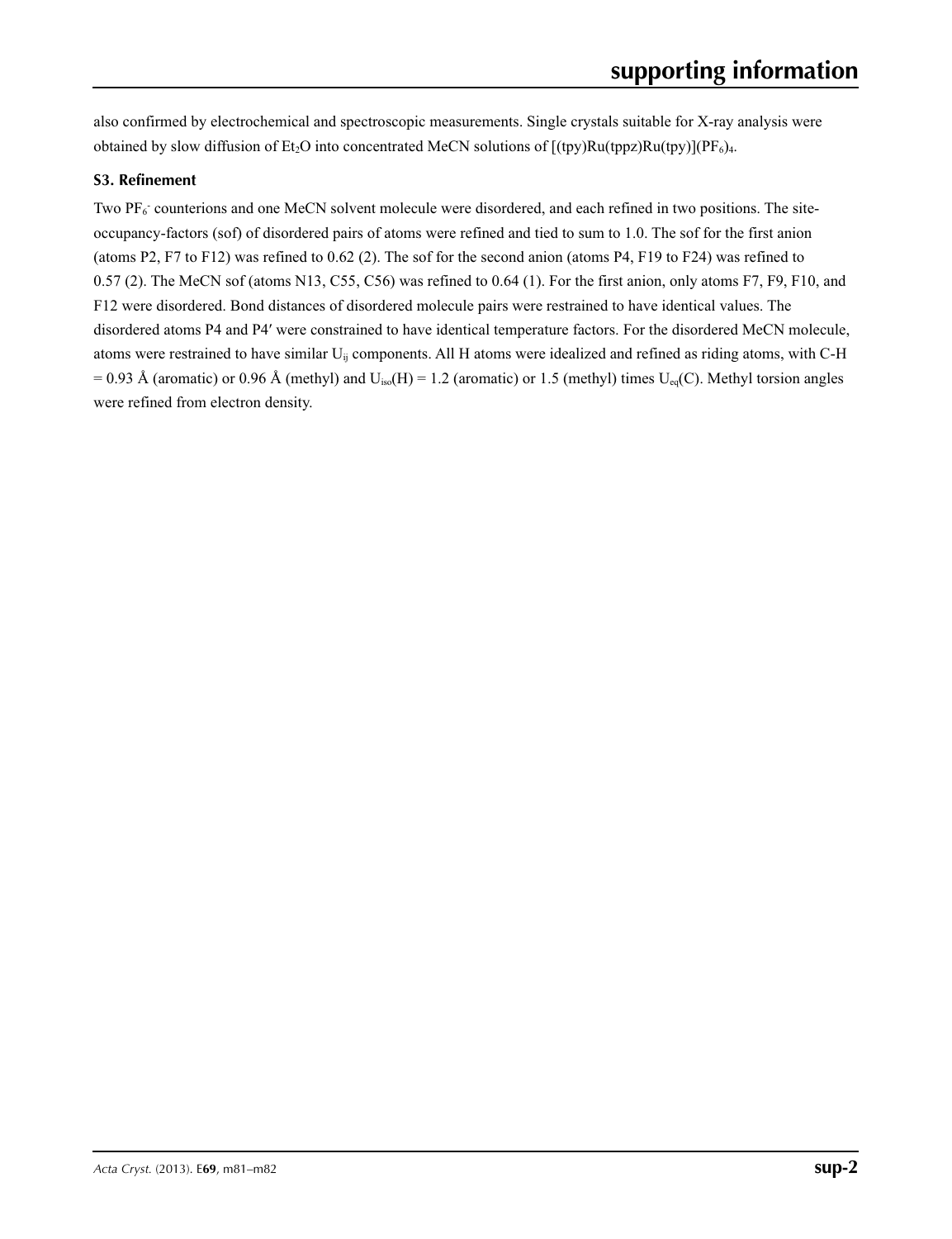also confirmed by electrochemical and spectroscopic measurements. Single crystals suitable for X-ray analysis were obtained by slow diffusion of $Et_2O$ into concentrated MeCN solutions of [(tpy)Ru(tppz)Ru(tpy)]$(PF_6)_4$.

### S3. Refinement

Two $PF_6^-$ counterions and one MeCN solvent molecule were disordered, and each refined in two positions. The site-occupancy-factors (sof) of disordered pairs of atoms were refined and tied to sum to 1.0. The sof for the first anion (atoms P2, F7 to F12) was refined to 0.62 (2). The sof for the second anion (atoms P4, F19 to F24) was refined to 0.57 (2). The MeCN sof (atoms N13, C55, C56) was refined to 0.64 (1). For the first anion, only atoms F7, F9, F10, and F12 were disordered. Bond distances of disordered molecule pairs were restrained to have identical values. The disordered atoms P4 and P4′ were constrained to have identical temperature factors. For the disordered MeCN molecule, atoms were restrained to have similar $U_{ij}$ components. All H atoms were idealized and refined as riding atoms, with C-H = 0.93 Å (aromatic) or 0.96 Å (methyl) and $U_{iso}(H)$ = 1.2 (aromatic) or 1.5 (methyl) times $U_{eq}(C)$. Methyl torsion angles were refined from electron density.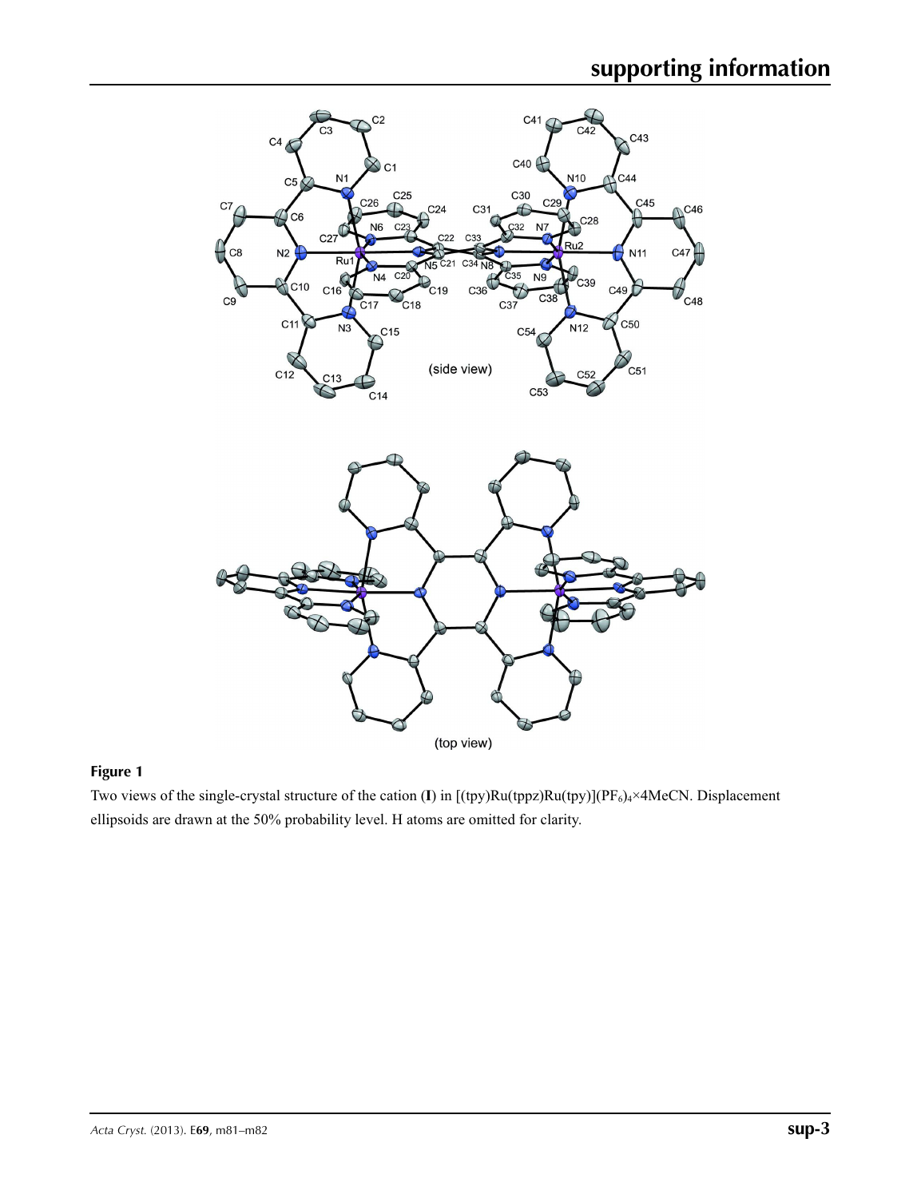**Figure 1**

Two views of the single-crystal structure of the cation (**I**) in $[(tpy)Ru(tppz)Ru(tpy)](PF_6)_4 \times 4MeCN$. Displacement ellipsoids are drawn at the 50% probability level. H atoms are omitted for clarity.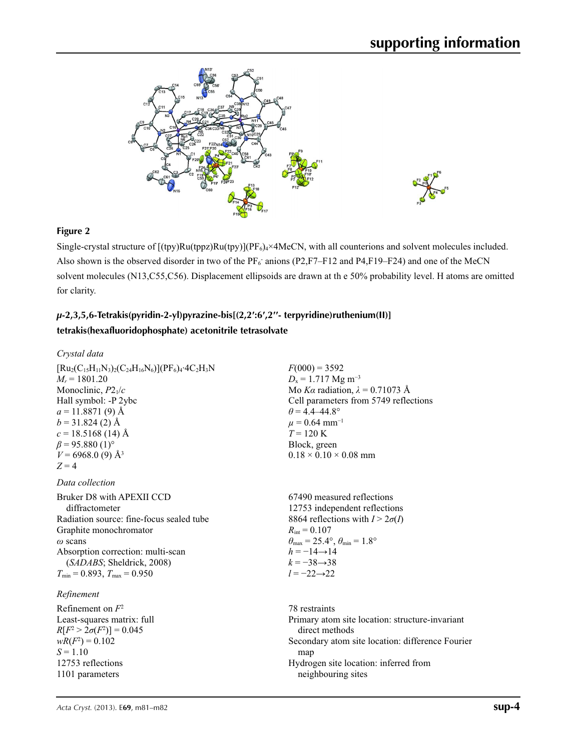## Figure 2

Single-crystal structure of $[(tpy)Ru(tppz)Ru(tpy)](PF_6)_4{\times}4MeCN$, with all counterions and solvent molecules included. Also shown is the observed disorder in two of the $PF_6^-$ anions (P2,F7–F12 and P4,F19–F24) and one of the MeCN solvent molecules (N13,C55,C56). Displacement ellipsoids are drawn at th e 50% probability level. H atoms are omitted for clarity.

### *µ*-2,3,5,6-Tetrakis(pyridin-2-yl)pyrazine-bis[(2,2′:6′,2′′- terpyridine)ruthenium(II)] tetrakis(hexafluoridophosphate) acetonitrile tetrasolvate

*Crystal data*

$[Ru_2(C_{15}H_{11}N_3)_2(C_{24}H_{16}N_6)](PF_6)_4{\cdot}4C_2H_3N$
$M_r = 1801.20$
Monoclinic, $P2_1/c$
Hall symbol: -P 2ybc
$a = 11.8871$ (9) Å
$b = 31.824$ (2) Å
$c = 18.5168$ (14) Å
$\beta = 95.880$ (1)°
$V = 6968.0$ (9) Å$^3$
$Z = 4$
$F(000) = 3592$
$D_x = 1.717$ Mg m$^{-3}$
Mo $K\alpha$ radiation, $\lambda = 0.71073$ Å
Cell parameters from 5749 reflections
$\theta = 4.4$–$44.8°$
$\mu = 0.64$ mm$^{-1}$
$T = 120$ K
Block, green
$0.18 \times 0.10 \times 0.08$ mm

*Data collection*

Bruker D8 with APEXII CCD diffractometer
Radiation source: fine-focus sealed tube
Graphite monochromator
$\omega$ scans
Absorption correction: multi-scan (*SADABS*; Sheldrick, 2008)
$T_{min} = 0.893$, $T_{max} = 0.950$
67490 measured reflections
12753 independent reflections
8864 reflections with $I > 2\sigma(I)$
$R_{int} = 0.107$
$\theta_{max} = 25.4°$, $\theta_{min} = 1.8°$
$h = -14 \rightarrow 14$
$k = -38 \rightarrow 38$
$l = -22 \rightarrow 22$

*Refinement*

Refinement on $F^2$
Least-squares matrix: full
$R[F^2 > 2\sigma(F^2)] = 0.045$
$wR(F^2) = 0.102$
$S = 1.10$
12753 reflections
1101 parameters
78 restraints
Primary atom site location: structure-invariant direct methods
Secondary atom site location: difference Fourier map
Hydrogen site location: inferred from neighbouring sites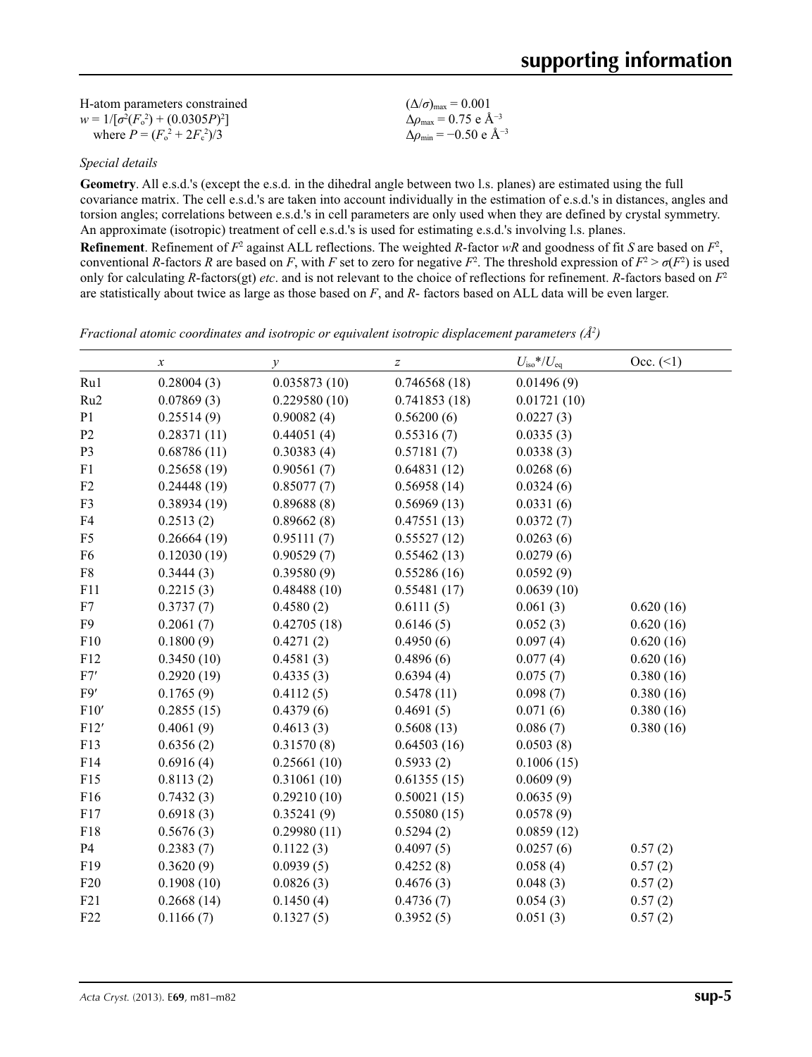H-atom parameters constrained
$w = 1/[\sigma^2(F_o^2) + (0.0305P)^2]$
where $P = (F_o^2 + 2F_c^2)/3$

$(\Delta/\sigma)_{max} = 0.001$
$\Delta\rho_{max} = 0.75$ e Å$^{-3}$
$\Delta\rho_{min} = -0.50$ e Å$^{-3}$

### *Special details*

**Geometry**. All e.s.d.'s (except the e.s.d. in the dihedral angle between two l.s. planes) are estimated using the full covariance matrix. The cell e.s.d.'s are taken into account individually in the estimation of e.s.d.'s in distances, angles and torsion angles; correlations between e.s.d.'s in cell parameters are only used when they are defined by crystal symmetry. An approximate (isotropic) treatment of cell e.s.d.'s is used for estimating e.s.d.'s involving l.s. planes.

**Refinement**. Refinement of $F^2$ against ALL reflections. The weighted $R$-factor $wR$ and goodness of fit $S$ are based on $F^2$, conventional $R$-factors $R$ are based on $F$, with $F$ set to zero for negative $F^2$. The threshold expression of $F^2 > \sigma(F^2)$ is used only for calculating $R$-factors(gt) *etc*. and is not relevant to the choice of reflections for refinement. $R$-factors based on $F^2$ are statistically about twice as large as those based on $F$, and $R$- factors based on ALL data will be even larger.

*Fractional atomic coordinates and isotropic or equivalent isotropic displacement parameters (Å$^2$)*

| | $x$ | $y$ | $z$ | $U_{iso}$*/$U_{eq}$ | Occ. (<1) |
|---|---|---|---|---|---|
| Ru1 | 0.28004 (3) | 0.035873 (10) | 0.746568 (18) | 0.01496 (9) | |
| Ru2 | 0.07869 (3) | 0.229580 (10) | 0.741853 (18) | 0.01721 (10) | |
| P1 | 0.25514 (9) | 0.90082 (4) | 0.56200 (6) | 0.0227 (3) | |
| P2 | 0.28371 (11) | 0.44051 (4) | 0.55316 (7) | 0.0335 (3) | |
| P3 | 0.68786 (11) | 0.30383 (4) | 0.57181 (7) | 0.0338 (3) | |
| F1 | 0.25658 (19) | 0.90561 (7) | 0.64831 (12) | 0.0268 (6) | |
| F2 | 0.24448 (19) | 0.85077 (7) | 0.56958 (14) | 0.0324 (6) | |
| F3 | 0.38934 (19) | 0.89688 (8) | 0.56969 (13) | 0.0331 (6) | |
| F4 | 0.2513 (2) | 0.89662 (8) | 0.47551 (13) | 0.0372 (7) | |
| F5 | 0.26664 (19) | 0.95111 (7) | 0.55527 (12) | 0.0263 (6) | |
| F6 | 0.12030 (19) | 0.90529 (7) | 0.55462 (13) | 0.0279 (6) | |
| F8 | 0.3444 (3) | 0.39580 (9) | 0.55286 (16) | 0.0592 (9) | |
| F11 | 0.2215 (3) | 0.48488 (10) | 0.55481 (17) | 0.0639 (10) | |
| F7 | 0.3737 (7) | 0.4580 (2) | 0.6111 (5) | 0.061 (3) | 0.620 (16) |
| F9 | 0.2061 (7) | 0.42705 (18) | 0.6146 (5) | 0.052 (3) | 0.620 (16) |
| F10 | 0.1800 (9) | 0.4271 (2) | 0.4950 (6) | 0.097 (4) | 0.620 (16) |
| F12 | 0.3450 (10) | 0.4581 (3) | 0.4896 (6) | 0.077 (4) | 0.620 (16) |
| F7′ | 0.2920 (19) | 0.4335 (3) | 0.6394 (4) | 0.075 (7) | 0.380 (16) |
| F9′ | 0.1765 (9) | 0.4112 (5) | 0.5478 (11) | 0.098 (7) | 0.380 (16) |
| F10′ | 0.2855 (15) | 0.4379 (6) | 0.4691 (5) | 0.071 (6) | 0.380 (16) |
| F12′ | 0.4061 (9) | 0.4613 (3) | 0.5608 (13) | 0.086 (7) | 0.380 (16) |
| F13 | 0.6356 (2) | 0.31570 (8) | 0.64503 (16) | 0.0503 (8) | |
| F14 | 0.6916 (4) | 0.25661 (10) | 0.5933 (2) | 0.1006 (15) | |
| F15 | 0.8113 (2) | 0.31061 (10) | 0.61355 (15) | 0.0609 (9) | |
| F16 | 0.7432 (3) | 0.29210 (10) | 0.50021 (15) | 0.0635 (9) | |
| F17 | 0.6918 (3) | 0.35241 (9) | 0.55080 (15) | 0.0578 (9) | |
| F18 | 0.5676 (3) | 0.29980 (11) | 0.5294 (2) | 0.0859 (12) | |
| P4 | 0.2383 (7) | 0.1122 (3) | 0.4097 (5) | 0.0257 (6) | 0.57 (2) |
| F19 | 0.3620 (9) | 0.0939 (5) | 0.4252 (8) | 0.058 (4) | 0.57 (2) |
| F20 | 0.1908 (10) | 0.0826 (3) | 0.4676 (3) | 0.048 (3) | 0.57 (2) |
| F21 | 0.2668 (14) | 0.1450 (4) | 0.4736 (7) | 0.054 (3) | 0.57 (2) |
| F22 | 0.1166 (7) | 0.1327 (5) | 0.3952 (5) | 0.051 (3) | 0.57 (2) |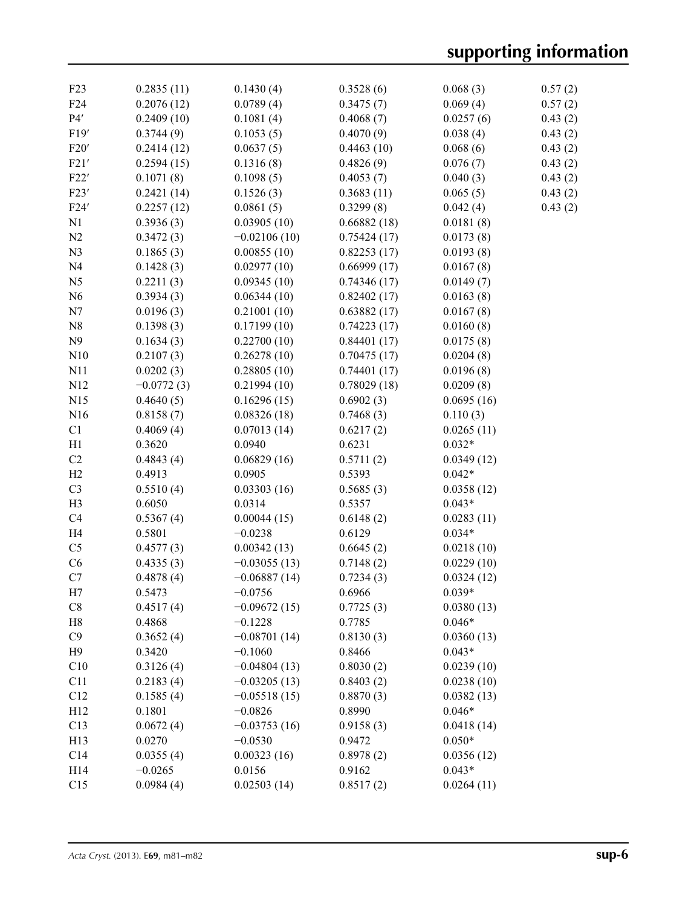| | | | | | |
|---|---|---|---|---|---|
| F23 | 0.2835 (11) | 0.1430 (4) | 0.3528 (6) | 0.068 (3) | 0.57 (2) |
| F24 | 0.2076 (12) | 0.0789 (4) | 0.3475 (7) | 0.069 (4) | 0.57 (2) |
| P4′ | 0.2409 (10) | 0.1081 (4) | 0.4068 (7) | 0.0257 (6) | 0.43 (2) |
| F19′ | 0.3744 (9) | 0.1053 (5) | 0.4070 (9) | 0.038 (4) | 0.43 (2) |
| F20′ | 0.2414 (12) | 0.0637 (5) | 0.4463 (10) | 0.068 (6) | 0.43 (2) |
| F21′ | 0.2594 (15) | 0.1316 (8) | 0.4826 (9) | 0.076 (7) | 0.43 (2) |
| F22′ | 0.1071 (8) | 0.1098 (5) | 0.4053 (7) | 0.040 (3) | 0.43 (2) |
| F23′ | 0.2421 (14) | 0.1526 (3) | 0.3683 (11) | 0.065 (5) | 0.43 (2) |
| F24′ | 0.2257 (12) | 0.0861 (5) | 0.3299 (8) | 0.042 (4) | 0.43 (2) |
| N1 | 0.3936 (3) | 0.03905 (10) | 0.66882 (18) | 0.0181 (8) | |
| N2 | 0.3472 (3) | −0.02106 (10) | 0.75424 (17) | 0.0173 (8) | |
| N3 | 0.1865 (3) | 0.00855 (10) | 0.82253 (17) | 0.0193 (8) | |
| N4 | 0.1428 (3) | 0.02977 (10) | 0.66999 (17) | 0.0167 (8) | |
| N5 | 0.2211 (3) | 0.09345 (10) | 0.74346 (17) | 0.0149 (7) | |
| N6 | 0.3934 (3) | 0.06344 (10) | 0.82402 (17) | 0.0163 (8) | |
| N7 | 0.0196 (3) | 0.21001 (10) | 0.63882 (17) | 0.0167 (8) | |
| N8 | 0.1398 (3) | 0.17199 (10) | 0.74223 (17) | 0.0160 (8) | |
| N9 | 0.1634 (3) | 0.22700 (10) | 0.84401 (17) | 0.0175 (8) | |
| N10 | 0.2107 (3) | 0.26278 (10) | 0.70475 (17) | 0.0204 (8) | |
| N11 | 0.0202 (3) | 0.28805 (10) | 0.74401 (17) | 0.0196 (8) | |
| N12 | −0.0772 (3) | 0.21994 (10) | 0.78029 (18) | 0.0209 (8) | |
| N15 | 0.4640 (5) | 0.16296 (15) | 0.6902 (3) | 0.0695 (16) | |
| N16 | 0.8158 (7) | 0.08326 (18) | 0.7468 (3) | 0.110 (3) | |
| C1 | 0.4069 (4) | 0.07013 (14) | 0.6217 (2) | 0.0265 (11) | |
| H1 | 0.3620 | 0.0940 | 0.6231 | 0.032* | |
| C2 | 0.4843 (4) | 0.06829 (16) | 0.5711 (2) | 0.0349 (12) | |
| H2 | 0.4913 | 0.0905 | 0.5393 | 0.042* | |
| C3 | 0.5510 (4) | 0.03303 (16) | 0.5685 (3) | 0.0358 (12) | |
| H3 | 0.6050 | 0.0314 | 0.5357 | 0.043* | |
| C4 | 0.5367 (4) | 0.00044 (15) | 0.6148 (2) | 0.0283 (11) | |
| H4 | 0.5801 | −0.0238 | 0.6129 | 0.034* | |
| C5 | 0.4577 (3) | 0.00342 (13) | 0.6645 (2) | 0.0218 (10) | |
| C6 | 0.4335 (3) | −0.03055 (13) | 0.7148 (2) | 0.0229 (10) | |
| C7 | 0.4878 (4) | −0.06887 (14) | 0.7234 (3) | 0.0324 (12) | |
| H7 | 0.5473 | −0.0756 | 0.6966 | 0.039* | |
| C8 | 0.4517 (4) | −0.09672 (15) | 0.7725 (3) | 0.0380 (13) | |
| H8 | 0.4868 | −0.1228 | 0.7785 | 0.046* | |
| C9 | 0.3652 (4) | −0.08701 (14) | 0.8130 (3) | 0.0360 (13) | |
| H9 | 0.3420 | −0.1060 | 0.8466 | 0.043* | |
| C10 | 0.3126 (4) | −0.04804 (13) | 0.8030 (2) | 0.0239 (10) | |
| C11 | 0.2183 (4) | −0.03205 (13) | 0.8403 (2) | 0.0238 (10) | |
| C12 | 0.1585 (4) | −0.05518 (15) | 0.8870 (3) | 0.0382 (13) | |
| H12 | 0.1801 | −0.0826 | 0.8990 | 0.046* | |
| C13 | 0.0672 (4) | −0.03753 (16) | 0.9158 (3) | 0.0418 (14) | |
| H13 | 0.0270 | −0.0530 | 0.9472 | 0.050* | |
| C14 | 0.0355 (4) | 0.00323 (16) | 0.8978 (2) | 0.0356 (12) | |
| H14 | −0.0265 | 0.0156 | 0.9162 | 0.043* | |
| C15 | 0.0984 (4) | 0.02503 (14) | 0.8517 (2) | 0.0264 (11) | |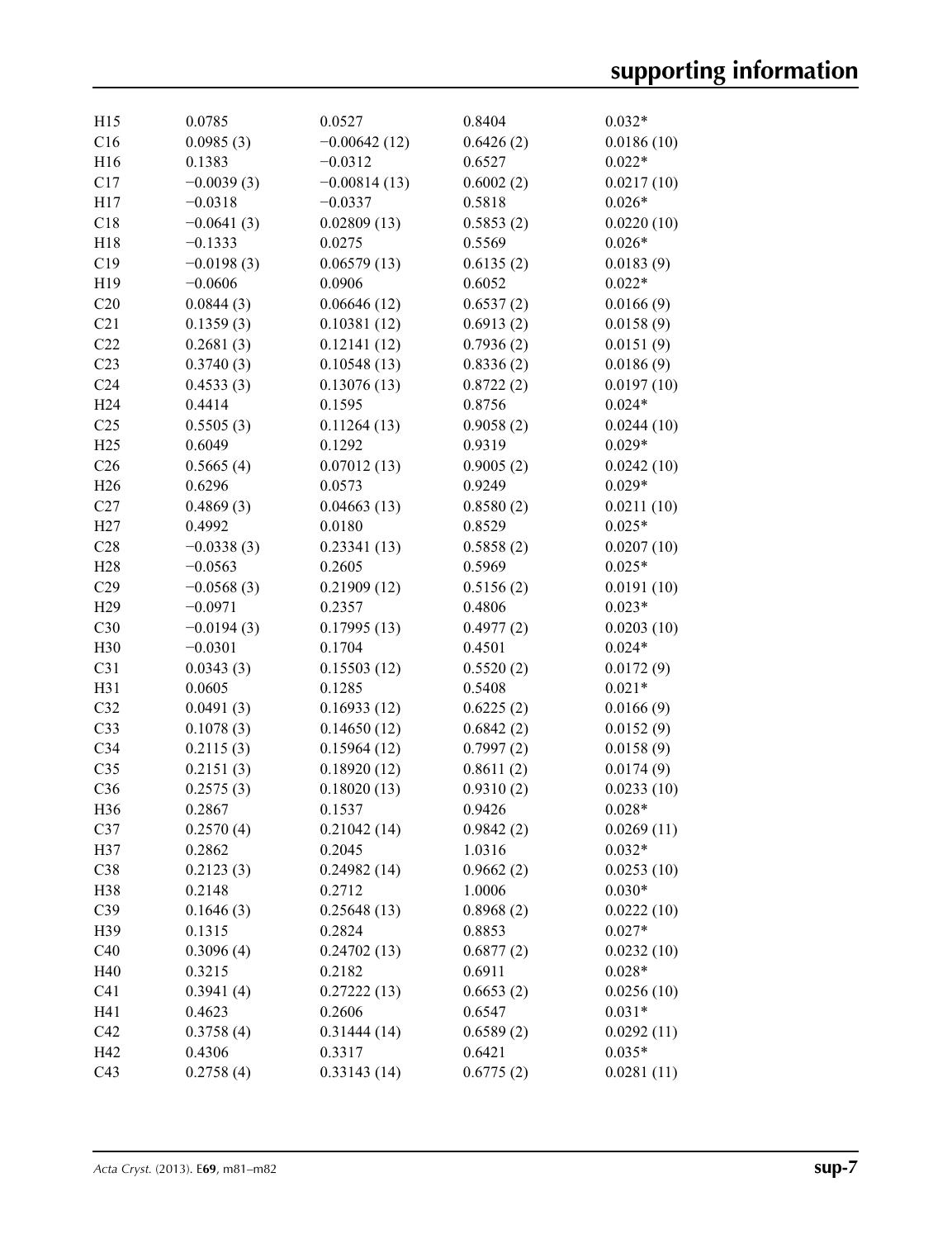| | | | | |
|---|---|---|---|---|
| H15 | 0.0785 | 0.0527 | 0.8404 | 0.032* |
| C16 | 0.0985 (3) | −0.00642 (12) | 0.6426 (2) | 0.0186 (10) |
| H16 | 0.1383 | −0.0312 | 0.6527 | 0.022* |
| C17 | −0.0039 (3) | −0.00814 (13) | 0.6002 (2) | 0.0217 (10) |
| H17 | −0.0318 | −0.0337 | 0.5818 | 0.026* |
| C18 | −0.0641 (3) | 0.02809 (13) | 0.5853 (2) | 0.0220 (10) |
| H18 | −0.1333 | 0.0275 | 0.5569 | 0.026* |
| C19 | −0.0198 (3) | 0.06579 (13) | 0.6135 (2) | 0.0183 (9) |
| H19 | −0.0606 | 0.0906 | 0.6052 | 0.022* |
| C20 | 0.0844 (3) | 0.06646 (12) | 0.6537 (2) | 0.0166 (9) |
| C21 | 0.1359 (3) | 0.10381 (12) | 0.6913 (2) | 0.0158 (9) |
| C22 | 0.2681 (3) | 0.12141 (12) | 0.7936 (2) | 0.0151 (9) |
| C23 | 0.3740 (3) | 0.10548 (13) | 0.8336 (2) | 0.0186 (9) |
| C24 | 0.4533 (3) | 0.13076 (13) | 0.8722 (2) | 0.0197 (10) |
| H24 | 0.4414 | 0.1595 | 0.8756 | 0.024* |
| C25 | 0.5505 (3) | 0.11264 (13) | 0.9058 (2) | 0.0244 (10) |
| H25 | 0.6049 | 0.1292 | 0.9319 | 0.029* |
| C26 | 0.5665 (4) | 0.07012 (13) | 0.9005 (2) | 0.0242 (10) |
| H26 | 0.6296 | 0.0573 | 0.9249 | 0.029* |
| C27 | 0.4869 (3) | 0.04663 (13) | 0.8580 (2) | 0.0211 (10) |
| H27 | 0.4992 | 0.0180 | 0.8529 | 0.025* |
| C28 | −0.0338 (3) | 0.23341 (13) | 0.5858 (2) | 0.0207 (10) |
| H28 | −0.0563 | 0.2605 | 0.5969 | 0.025* |
| C29 | −0.0568 (3) | 0.21909 (12) | 0.5156 (2) | 0.0191 (10) |
| H29 | −0.0971 | 0.2357 | 0.4806 | 0.023* |
| C30 | −0.0194 (3) | 0.17995 (13) | 0.4977 (2) | 0.0203 (10) |
| H30 | −0.0301 | 0.1704 | 0.4501 | 0.024* |
| C31 | 0.0343 (3) | 0.15503 (12) | 0.5520 (2) | 0.0172 (9) |
| H31 | 0.0605 | 0.1285 | 0.5408 | 0.021* |
| C32 | 0.0491 (3) | 0.16933 (12) | 0.6225 (2) | 0.0166 (9) |
| C33 | 0.1078 (3) | 0.14650 (12) | 0.6842 (2) | 0.0152 (9) |
| C34 | 0.2115 (3) | 0.15964 (12) | 0.7997 (2) | 0.0158 (9) |
| C35 | 0.2151 (3) | 0.18920 (12) | 0.8611 (2) | 0.0174 (9) |
| C36 | 0.2575 (3) | 0.18020 (13) | 0.9310 (2) | 0.0233 (10) |
| H36 | 0.2867 | 0.1537 | 0.9426 | 0.028* |
| C37 | 0.2570 (4) | 0.21042 (14) | 0.9842 (2) | 0.0269 (11) |
| H37 | 0.2862 | 0.2045 | 1.0316 | 0.032* |
| C38 | 0.2123 (3) | 0.24982 (14) | 0.9662 (2) | 0.0253 (10) |
| H38 | 0.2148 | 0.2712 | 1.0006 | 0.030* |
| C39 | 0.1646 (3) | 0.25648 (13) | 0.8968 (2) | 0.0222 (10) |
| H39 | 0.1315 | 0.2824 | 0.8853 | 0.027* |
| C40 | 0.3096 (4) | 0.24702 (13) | 0.6877 (2) | 0.0232 (10) |
| H40 | 0.3215 | 0.2182 | 0.6911 | 0.028* |
| C41 | 0.3941 (4) | 0.27222 (13) | 0.6653 (2) | 0.0256 (10) |
| H41 | 0.4623 | 0.2606 | 0.6547 | 0.031* |
| C42 | 0.3758 (4) | 0.31444 (14) | 0.6589 (2) | 0.0292 (11) |
| H42 | 0.4306 | 0.3317 | 0.6421 | 0.035* |
| C43 | 0.2758 (4) | 0.33143 (14) | 0.6775 (2) | 0.0281 (11) |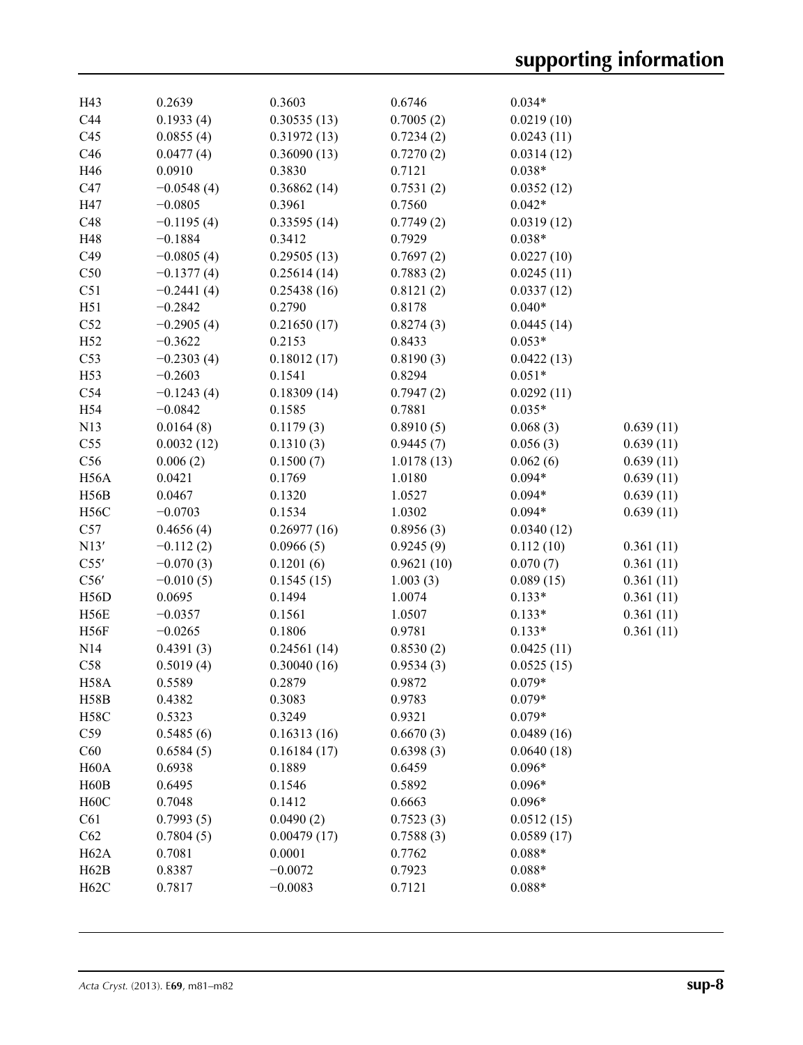| | | | | | |
|---|---|---|---|---|---|
| H43 | 0.2639 | 0.3603 | 0.6746 | 0.034* | |
| C44 | 0.1933 (4) | 0.30535 (13) | 0.7005 (2) | 0.0219 (10) | |
| C45 | 0.0855 (4) | 0.31972 (13) | 0.7234 (2) | 0.0243 (11) | |
| C46 | 0.0477 (4) | 0.36090 (13) | 0.7270 (2) | 0.0314 (12) | |
| H46 | 0.0910 | 0.3830 | 0.7121 | 0.038* | |
| C47 | −0.0548 (4) | 0.36862 (14) | 0.7531 (2) | 0.0352 (12) | |
| H47 | −0.0805 | 0.3961 | 0.7560 | 0.042* | |
| C48 | −0.1195 (4) | 0.33595 (14) | 0.7749 (2) | 0.0319 (12) | |
| H48 | −0.1884 | 0.3412 | 0.7929 | 0.038* | |
| C49 | −0.0805 (4) | 0.29505 (13) | 0.7697 (2) | 0.0227 (10) | |
| C50 | −0.1377 (4) | 0.25614 (14) | 0.7883 (2) | 0.0245 (11) | |
| C51 | −0.2441 (4) | 0.25438 (16) | 0.8121 (2) | 0.0337 (12) | |
| H51 | −0.2842 | 0.2790 | 0.8178 | 0.040* | |
| C52 | −0.2905 (4) | 0.21650 (17) | 0.8274 (3) | 0.0445 (14) | |
| H52 | −0.3622 | 0.2153 | 0.8433 | 0.053* | |
| C53 | −0.2303 (4) | 0.18012 (17) | 0.8190 (3) | 0.0422 (13) | |
| H53 | −0.2603 | 0.1541 | 0.8294 | 0.051* | |
| C54 | −0.1243 (4) | 0.18309 (14) | 0.7947 (2) | 0.0292 (11) | |
| H54 | −0.0842 | 0.1585 | 0.7881 | 0.035* | |
| N13 | 0.0164 (8) | 0.1179 (3) | 0.8910 (5) | 0.068 (3) | 0.639 (11) |
| C55 | 0.0032 (12) | 0.1310 (3) | 0.9445 (7) | 0.056 (3) | 0.639 (11) |
| C56 | 0.006 (2) | 0.1500 (7) | 1.0178 (13) | 0.062 (6) | 0.639 (11) |
| H56A | 0.0421 | 0.1769 | 1.0180 | 0.094* | 0.639 (11) |
| H56B | 0.0467 | 0.1320 | 1.0527 | 0.094* | 0.639 (11) |
| H56C | −0.0703 | 0.1534 | 1.0302 | 0.094* | 0.639 (11) |
| C57 | 0.4656 (4) | 0.26977 (16) | 0.8956 (3) | 0.0340 (12) | |
| N13′ | −0.112 (2) | 0.0966 (5) | 0.9245 (9) | 0.112 (10) | 0.361 (11) |
| C55′ | −0.070 (3) | 0.1201 (6) | 0.9621 (10) | 0.070 (7) | 0.361 (11) |
| C56′ | −0.010 (5) | 0.1545 (15) | 1.003 (3) | 0.089 (15) | 0.361 (11) |
| H56D | 0.0695 | 0.1494 | 1.0074 | 0.133* | 0.361 (11) |
| H56E | −0.0357 | 0.1561 | 1.0507 | 0.133* | 0.361 (11) |
| H56F | −0.0265 | 0.1806 | 0.9781 | 0.133* | 0.361 (11) |
| N14 | 0.4391 (3) | 0.24561 (14) | 0.8530 (2) | 0.0425 (11) | |
| C58 | 0.5019 (4) | 0.30040 (16) | 0.9534 (3) | 0.0525 (15) | |
| H58A | 0.5589 | 0.2879 | 0.9872 | 0.079* | |
| H58B | 0.4382 | 0.3083 | 0.9783 | 0.079* | |
| H58C | 0.5323 | 0.3249 | 0.9321 | 0.079* | |
| C59 | 0.5485 (6) | 0.16313 (16) | 0.6670 (3) | 0.0489 (16) | |
| C60 | 0.6584 (5) | 0.16184 (17) | 0.6398 (3) | 0.0640 (18) | |
| H60A | 0.6938 | 0.1889 | 0.6459 | 0.096* | |
| H60B | 0.6495 | 0.1546 | 0.5892 | 0.096* | |
| H60C | 0.7048 | 0.1412 | 0.6663 | 0.096* | |
| C61 | 0.7993 (5) | 0.0490 (2) | 0.7523 (3) | 0.0512 (15) | |
| C62 | 0.7804 (5) | 0.00479 (17) | 0.7588 (3) | 0.0589 (17) | |
| H62A | 0.7081 | 0.0001 | 0.7762 | 0.088* | |
| H62B | 0.8387 | −0.0072 | 0.7923 | 0.088* | |
| H62C | 0.7817 | −0.0083 | 0.7121 | 0.088* | |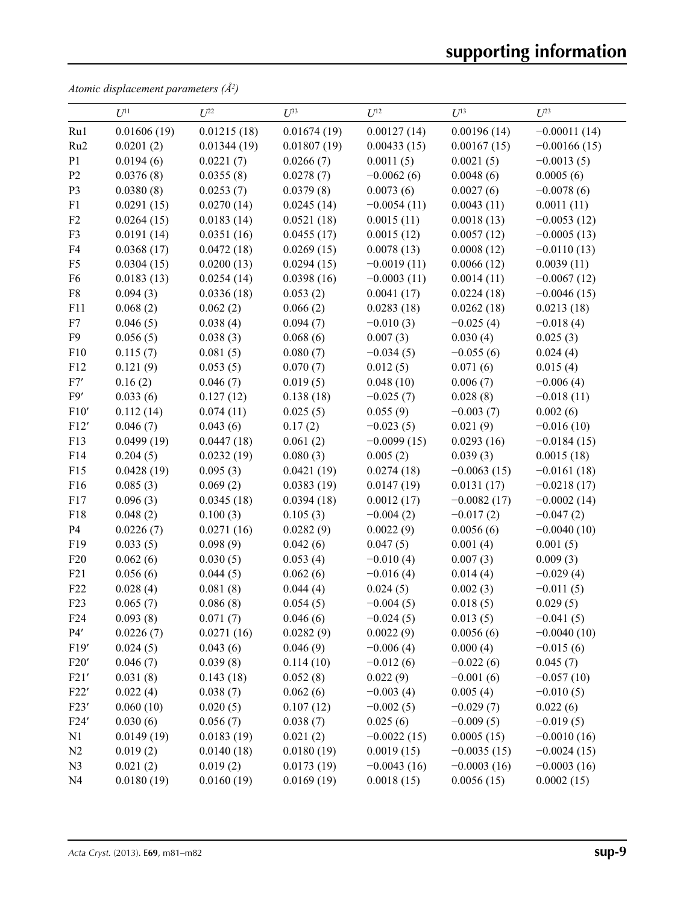*Atomic displacement parameters (Å²)*

| | $U^{11}$ | $U^{22}$ | $U^{33}$ | $U^{12}$ | $U^{13}$ | $U^{23}$ |
|---|---|---|---|---|---|---|
| Ru1 | 0.01606 (19) | 0.01215 (18) | 0.01674 (19) | 0.00127 (14) | 0.00196 (14) | −0.00011 (14) |
| Ru2 | 0.0201 (2) | 0.01344 (19) | 0.01807 (19) | 0.00433 (15) | 0.00167 (15) | −0.00166 (15) |
| P1 | 0.0194 (6) | 0.0221 (7) | 0.0266 (7) | 0.0011 (5) | 0.0021 (5) | −0.0013 (5) |
| P2 | 0.0376 (8) | 0.0355 (8) | 0.0278 (7) | −0.0062 (6) | 0.0048 (6) | 0.0005 (6) |
| P3 | 0.0380 (8) | 0.0253 (7) | 0.0379 (8) | 0.0073 (6) | 0.0027 (6) | −0.0078 (6) |
| F1 | 0.0291 (15) | 0.0270 (14) | 0.0245 (14) | −0.0054 (11) | 0.0043 (11) | 0.0011 (11) |
| F2 | 0.0264 (15) | 0.0183 (14) | 0.0521 (18) | 0.0015 (11) | 0.0018 (13) | −0.0053 (12) |
| F3 | 0.0191 (14) | 0.0351 (16) | 0.0455 (17) | 0.0015 (12) | 0.0057 (12) | −0.0005 (13) |
| F4 | 0.0368 (17) | 0.0472 (18) | 0.0269 (15) | 0.0078 (13) | 0.0008 (12) | −0.0110 (13) |
| F5 | 0.0304 (15) | 0.0200 (13) | 0.0294 (15) | −0.0019 (11) | 0.0066 (12) | 0.0039 (11) |
| F6 | 0.0183 (13) | 0.0254 (14) | 0.0398 (16) | −0.0003 (11) | 0.0014 (11) | −0.0067 (12) |
| F8 | 0.094 (3) | 0.0336 (18) | 0.053 (2) | 0.0041 (17) | 0.0224 (18) | −0.0046 (15) |
| F11 | 0.068 (2) | 0.062 (2) | 0.066 (2) | 0.0283 (18) | 0.0262 (18) | 0.0213 (18) |
| F7 | 0.046 (5) | 0.038 (4) | 0.094 (7) | −0.010 (3) | −0.025 (4) | −0.018 (4) |
| F9 | 0.056 (5) | 0.038 (3) | 0.068 (6) | 0.007 (3) | 0.030 (4) | 0.025 (3) |
| F10 | 0.115 (7) | 0.081 (5) | 0.080 (7) | −0.034 (5) | −0.055 (6) | 0.024 (4) |
| F12 | 0.121 (9) | 0.053 (5) | 0.070 (7) | 0.012 (5) | 0.071 (6) | 0.015 (4) |
| F7′ | 0.16 (2) | 0.046 (7) | 0.019 (5) | 0.048 (10) | 0.006 (7) | −0.006 (4) |
| F9′ | 0.033 (6) | 0.127 (12) | 0.138 (18) | −0.025 (7) | 0.028 (8) | −0.018 (11) |
| F10′ | 0.112 (14) | 0.074 (11) | 0.025 (5) | 0.055 (9) | −0.003 (7) | 0.002 (6) |
| F12′ | 0.046 (7) | 0.043 (6) | 0.17 (2) | −0.023 (5) | 0.021 (9) | −0.016 (10) |
| F13 | 0.0499 (19) | 0.0447 (18) | 0.061 (2) | −0.0099 (15) | 0.0293 (16) | −0.0184 (15) |
| F14 | 0.204 (5) | 0.0232 (19) | 0.080 (3) | 0.005 (2) | 0.039 (3) | 0.0015 (18) |
| F15 | 0.0428 (19) | 0.095 (3) | 0.0421 (19) | 0.0274 (18) | −0.0063 (15) | −0.0161 (18) |
| F16 | 0.085 (3) | 0.069 (2) | 0.0383 (19) | 0.0147 (19) | 0.0131 (17) | −0.0218 (17) |
| F17 | 0.096 (3) | 0.0345 (18) | 0.0394 (18) | 0.0012 (17) | −0.0082 (17) | −0.0002 (14) |
| F18 | 0.048 (2) | 0.100 (3) | 0.105 (3) | −0.004 (2) | −0.017 (2) | −0.047 (2) |
| P4 | 0.0226 (7) | 0.0271 (16) | 0.0282 (9) | 0.0022 (9) | 0.0056 (6) | −0.0040 (10) |
| F19 | 0.033 (5) | 0.098 (9) | 0.042 (6) | 0.047 (5) | 0.001 (4) | 0.001 (5) |
| F20 | 0.062 (6) | 0.030 (5) | 0.053 (4) | −0.010 (4) | 0.007 (3) | 0.009 (3) |
| F21 | 0.056 (6) | 0.044 (5) | 0.062 (6) | −0.016 (4) | 0.014 (4) | −0.029 (4) |
| F22 | 0.028 (4) | 0.081 (8) | 0.044 (4) | 0.024 (5) | 0.002 (3) | −0.011 (5) |
| F23 | 0.065 (7) | 0.086 (8) | 0.054 (5) | −0.004 (5) | 0.018 (5) | 0.029 (5) |
| F24 | 0.093 (8) | 0.071 (7) | 0.046 (6) | −0.024 (5) | 0.013 (5) | −0.041 (5) |
| P4′ | 0.0226 (7) | 0.0271 (16) | 0.0282 (9) | 0.0022 (9) | 0.0056 (6) | −0.0040 (10) |
| F19′ | 0.024 (5) | 0.043 (6) | 0.046 (9) | −0.006 (4) | 0.000 (4) | −0.015 (6) |
| F20′ | 0.046 (7) | 0.039 (8) | 0.114 (10) | −0.012 (6) | −0.022 (6) | 0.045 (7) |
| F21′ | 0.031 (8) | 0.143 (18) | 0.052 (8) | 0.022 (9) | −0.001 (6) | −0.057 (10) |
| F22′ | 0.022 (4) | 0.038 (7) | 0.062 (6) | −0.003 (4) | 0.005 (4) | −0.010 (5) |
| F23′ | 0.060 (10) | 0.020 (5) | 0.107 (12) | −0.002 (5) | −0.029 (7) | 0.022 (6) |
| F24′ | 0.030 (6) | 0.056 (7) | 0.038 (7) | 0.025 (6) | −0.009 (5) | −0.019 (5) |
| N1 | 0.0149 (19) | 0.0183 (19) | 0.021 (2) | −0.0022 (15) | 0.0005 (15) | −0.0010 (16) |
| N2 | 0.019 (2) | 0.0140 (18) | 0.0180 (19) | 0.0019 (15) | −0.0035 (15) | −0.0024 (15) |
| N3 | 0.021 (2) | 0.019 (2) | 0.0173 (19) | −0.0043 (16) | −0.0003 (16) | −0.0003 (16) |
| N4 | 0.0180 (19) | 0.0160 (19) | 0.0169 (19) | 0.0018 (15) | 0.0056 (15) | 0.0002 (15) |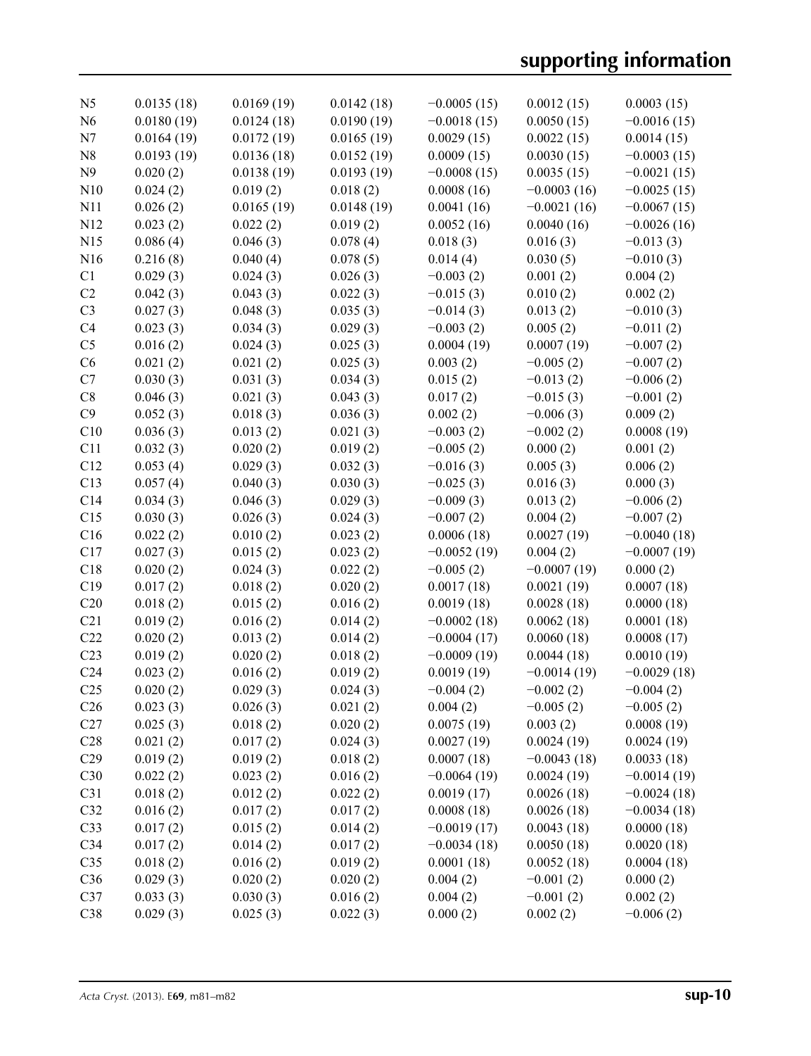| | | | | | | |
|---|---|---|---|---|---|---|
| N5 | 0.0135 (18) | 0.0169 (19) | 0.0142 (18) | −0.0005 (15) | 0.0012 (15) | 0.0003 (15) |
| N6 | 0.0180 (19) | 0.0124 (18) | 0.0190 (19) | −0.0018 (15) | 0.0050 (15) | −0.0016 (15) |
| N7 | 0.0164 (19) | 0.0172 (19) | 0.0165 (19) | 0.0029 (15) | 0.0022 (15) | 0.0014 (15) |
| N8 | 0.0193 (19) | 0.0136 (18) | 0.0152 (19) | 0.0009 (15) | 0.0030 (15) | −0.0003 (15) |
| N9 | 0.020 (2) | 0.0138 (19) | 0.0193 (19) | −0.0008 (15) | 0.0035 (15) | −0.0021 (15) |
| N10 | 0.024 (2) | 0.019 (2) | 0.018 (2) | 0.0008 (16) | −0.0003 (16) | −0.0025 (15) |
| N11 | 0.026 (2) | 0.0165 (19) | 0.0148 (19) | 0.0041 (16) | −0.0021 (16) | −0.0067 (15) |
| N12 | 0.023 (2) | 0.022 (2) | 0.019 (2) | 0.0052 (16) | 0.0040 (16) | −0.0026 (16) |
| N15 | 0.086 (4) | 0.046 (3) | 0.078 (4) | 0.018 (3) | 0.016 (3) | −0.013 (3) |
| N16 | 0.216 (8) | 0.040 (4) | 0.078 (5) | 0.014 (4) | 0.030 (5) | −0.010 (3) |
| C1 | 0.029 (3) | 0.024 (3) | 0.026 (3) | −0.003 (2) | 0.001 (2) | 0.004 (2) |
| C2 | 0.042 (3) | 0.043 (3) | 0.022 (3) | −0.015 (3) | 0.010 (2) | 0.002 (2) |
| C3 | 0.027 (3) | 0.048 (3) | 0.035 (3) | −0.014 (3) | 0.013 (2) | −0.010 (3) |
| C4 | 0.023 (3) | 0.034 (3) | 0.029 (3) | −0.003 (2) | 0.005 (2) | −0.011 (2) |
| C5 | 0.016 (2) | 0.024 (3) | 0.025 (3) | 0.0004 (19) | 0.0007 (19) | −0.007 (2) |
| C6 | 0.021 (2) | 0.021 (2) | 0.025 (3) | 0.003 (2) | −0.005 (2) | −0.007 (2) |
| C7 | 0.030 (3) | 0.031 (3) | 0.034 (3) | 0.015 (2) | −0.013 (2) | −0.006 (2) |
| C8 | 0.046 (3) | 0.021 (3) | 0.043 (3) | 0.017 (2) | −0.015 (3) | −0.001 (2) |
| C9 | 0.052 (3) | 0.018 (3) | 0.036 (3) | 0.002 (2) | −0.006 (3) | 0.009 (2) |
| C10 | 0.036 (3) | 0.013 (2) | 0.021 (3) | −0.003 (2) | −0.002 (2) | 0.0008 (19) |
| C11 | 0.032 (3) | 0.020 (2) | 0.019 (2) | −0.005 (2) | 0.000 (2) | 0.001 (2) |
| C12 | 0.053 (4) | 0.029 (3) | 0.032 (3) | −0.016 (3) | 0.005 (3) | 0.006 (2) |
| C13 | 0.057 (4) | 0.040 (3) | 0.030 (3) | −0.025 (3) | 0.016 (3) | 0.000 (3) |
| C14 | 0.034 (3) | 0.046 (3) | 0.029 (3) | −0.009 (3) | 0.013 (2) | −0.006 (2) |
| C15 | 0.030 (3) | 0.026 (3) | 0.024 (3) | −0.007 (2) | 0.004 (2) | −0.007 (2) |
| C16 | 0.022 (2) | 0.010 (2) | 0.023 (2) | 0.0006 (18) | 0.0027 (19) | −0.0040 (18) |
| C17 | 0.027 (3) | 0.015 (2) | 0.023 (2) | −0.0052 (19) | 0.004 (2) | −0.0007 (19) |
| C18 | 0.020 (2) | 0.024 (3) | 0.022 (2) | −0.005 (2) | −0.0007 (19) | 0.000 (2) |
| C19 | 0.017 (2) | 0.018 (2) | 0.020 (2) | 0.0017 (18) | 0.0021 (19) | 0.0007 (18) |
| C20 | 0.018 (2) | 0.015 (2) | 0.016 (2) | 0.0019 (18) | 0.0028 (18) | 0.0000 (18) |
| C21 | 0.019 (2) | 0.016 (2) | 0.014 (2) | −0.0002 (18) | 0.0062 (18) | 0.0001 (18) |
| C22 | 0.020 (2) | 0.013 (2) | 0.014 (2) | −0.0004 (17) | 0.0060 (18) | 0.0008 (17) |
| C23 | 0.019 (2) | 0.020 (2) | 0.018 (2) | −0.0009 (19) | 0.0044 (18) | 0.0010 (19) |
| C24 | 0.023 (2) | 0.016 (2) | 0.019 (2) | 0.0019 (19) | −0.0014 (19) | −0.0029 (18) |
| C25 | 0.020 (2) | 0.029 (3) | 0.024 (3) | −0.004 (2) | −0.002 (2) | −0.004 (2) |
| C26 | 0.023 (3) | 0.026 (3) | 0.021 (2) | 0.004 (2) | −0.005 (2) | −0.005 (2) |
| C27 | 0.025 (3) | 0.018 (2) | 0.020 (2) | 0.0075 (19) | 0.003 (2) | 0.0008 (19) |
| C28 | 0.021 (2) | 0.017 (2) | 0.024 (3) | 0.0027 (19) | 0.0024 (19) | 0.0024 (19) |
| C29 | 0.019 (2) | 0.019 (2) | 0.018 (2) | 0.0007 (18) | −0.0043 (18) | 0.0033 (18) |
| C30 | 0.022 (2) | 0.023 (2) | 0.016 (2) | −0.0064 (19) | 0.0024 (19) | −0.0014 (19) |
| C31 | 0.018 (2) | 0.012 (2) | 0.022 (2) | 0.0019 (17) | 0.0026 (18) | −0.0024 (18) |
| C32 | 0.016 (2) | 0.017 (2) | 0.017 (2) | 0.0008 (18) | 0.0026 (18) | −0.0034 (18) |
| C33 | 0.017 (2) | 0.015 (2) | 0.014 (2) | −0.0019 (17) | 0.0043 (18) | 0.0000 (18) |
| C34 | 0.017 (2) | 0.014 (2) | 0.017 (2) | −0.0034 (18) | 0.0050 (18) | 0.0020 (18) |
| C35 | 0.018 (2) | 0.016 (2) | 0.019 (2) | 0.0001 (18) | 0.0052 (18) | 0.0004 (18) |
| C36 | 0.029 (3) | 0.020 (2) | 0.020 (2) | 0.004 (2) | −0.001 (2) | 0.000 (2) |
| C37 | 0.033 (3) | 0.030 (3) | 0.016 (2) | 0.004 (2) | −0.001 (2) | 0.002 (2) |
| C38 | 0.029 (3) | 0.025 (3) | 0.022 (3) | 0.000 (2) | 0.002 (2) | −0.006 (2) |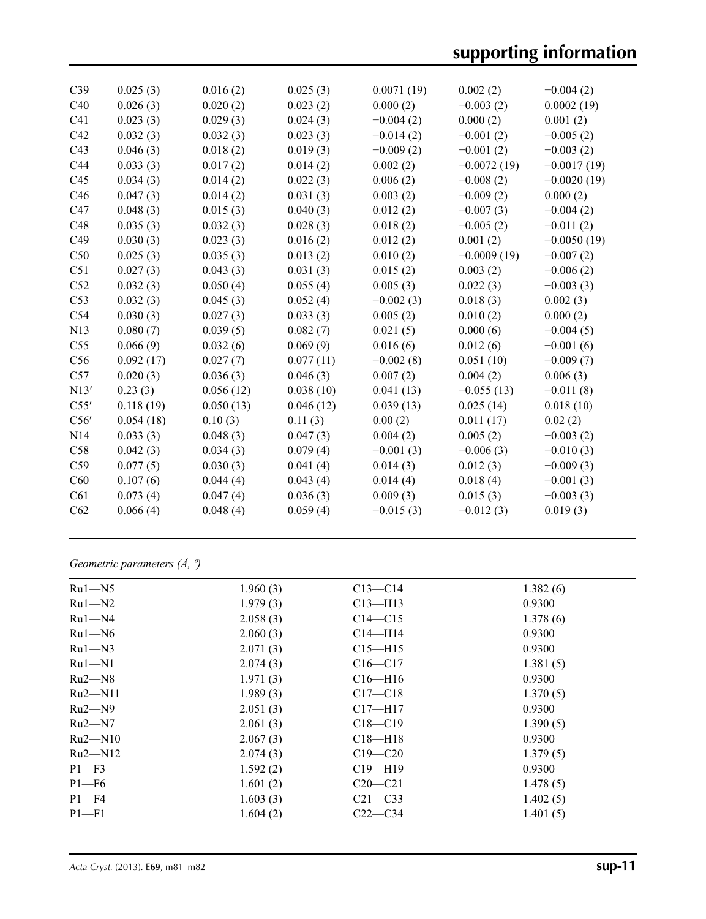| | | | | | | |
|---|---|---|---|---|---|---|
| C39 | 0.025 (3) | 0.016 (2) | 0.025 (3) | 0.0071 (19) | 0.002 (2) | −0.004 (2) |
| C40 | 0.026 (3) | 0.020 (2) | 0.023 (2) | 0.000 (2) | −0.003 (2) | 0.0002 (19) |
| C41 | 0.023 (3) | 0.029 (3) | 0.024 (3) | −0.004 (2) | 0.000 (2) | 0.001 (2) |
| C42 | 0.032 (3) | 0.032 (3) | 0.023 (3) | −0.014 (2) | −0.001 (2) | −0.005 (2) |
| C43 | 0.046 (3) | 0.018 (2) | 0.019 (3) | −0.009 (2) | −0.001 (2) | −0.003 (2) |
| C44 | 0.033 (3) | 0.017 (2) | 0.014 (2) | 0.002 (2) | −0.0072 (19) | −0.0017 (19) |
| C45 | 0.034 (3) | 0.014 (2) | 0.022 (3) | 0.006 (2) | −0.008 (2) | −0.0020 (19) |
| C46 | 0.047 (3) | 0.014 (2) | 0.031 (3) | 0.003 (2) | −0.009 (2) | 0.000 (2) |
| C47 | 0.048 (3) | 0.015 (3) | 0.040 (3) | 0.012 (2) | −0.007 (3) | −0.004 (2) |
| C48 | 0.035 (3) | 0.032 (3) | 0.028 (3) | 0.018 (2) | −0.005 (2) | −0.011 (2) |
| C49 | 0.030 (3) | 0.023 (3) | 0.016 (2) | 0.012 (2) | 0.001 (2) | −0.0050 (19) |
| C50 | 0.025 (3) | 0.035 (3) | 0.013 (2) | 0.010 (2) | −0.0009 (19) | −0.007 (2) |
| C51 | 0.027 (3) | 0.043 (3) | 0.031 (3) | 0.015 (2) | 0.003 (2) | −0.006 (2) |
| C52 | 0.032 (3) | 0.050 (4) | 0.055 (4) | 0.005 (3) | 0.022 (3) | −0.003 (3) |
| C53 | 0.032 (3) | 0.045 (3) | 0.052 (4) | −0.002 (3) | 0.018 (3) | 0.002 (3) |
| C54 | 0.030 (3) | 0.027 (3) | 0.033 (3) | 0.005 (2) | 0.010 (2) | 0.000 (2) |
| N13 | 0.080 (7) | 0.039 (5) | 0.082 (7) | 0.021 (5) | 0.000 (6) | −0.004 (5) |
| C55 | 0.066 (9) | 0.032 (6) | 0.069 (9) | 0.016 (6) | 0.012 (6) | −0.001 (6) |
| C56 | 0.092 (17) | 0.027 (7) | 0.077 (11) | −0.002 (8) | 0.051 (10) | −0.009 (7) |
| C57 | 0.020 (3) | 0.036 (3) | 0.046 (3) | 0.007 (2) | 0.004 (2) | 0.006 (3) |
| N13′ | 0.23 (3) | 0.056 (12) | 0.038 (10) | 0.041 (13) | −0.055 (13) | −0.011 (8) |
| C55′ | 0.118 (19) | 0.050 (13) | 0.046 (12) | 0.039 (13) | 0.025 (14) | 0.018 (10) |
| C56′ | 0.054 (18) | 0.10 (3) | 0.11 (3) | 0.00 (2) | 0.011 (17) | 0.02 (2) |
| N14 | 0.033 (3) | 0.048 (3) | 0.047 (3) | 0.004 (2) | 0.005 (2) | −0.003 (2) |
| C58 | 0.042 (3) | 0.034 (3) | 0.079 (4) | −0.001 (3) | −0.006 (3) | −0.010 (3) |
| C59 | 0.077 (5) | 0.030 (3) | 0.041 (4) | 0.014 (3) | 0.012 (3) | −0.009 (3) |
| C60 | 0.107 (6) | 0.044 (4) | 0.043 (4) | 0.014 (4) | 0.018 (4) | −0.001 (3) |
| C61 | 0.073 (4) | 0.047 (4) | 0.036 (3) | 0.009 (3) | 0.015 (3) | −0.003 (3) |
| C62 | 0.066 (4) | 0.048 (4) | 0.059 (4) | −0.015 (3) | −0.012 (3) | 0.019 (3) |

*Geometric parameters (Å, º)*

| | | | |
|---|---|---|---|
| Ru1—N5 | 1.960 (3) | C13—C14 | 1.382 (6) |
| Ru1—N2 | 1.979 (3) | C13—H13 | 0.9300 |
| Ru1—N4 | 2.058 (3) | C14—C15 | 1.378 (6) |
| Ru1—N6 | 2.060 (3) | C14—H14 | 0.9300 |
| Ru1—N3 | 2.071 (3) | C15—H15 | 0.9300 |
| Ru1—N1 | 2.074 (3) | C16—C17 | 1.381 (5) |
| Ru2—N8 | 1.971 (3) | C16—H16 | 0.9300 |
| Ru2—N11 | 1.989 (3) | C17—C18 | 1.370 (5) |
| Ru2—N9 | 2.051 (3) | C17—H17 | 0.9300 |
| Ru2—N7 | 2.061 (3) | C18—C19 | 1.390 (5) |
| Ru2—N10 | 2.067 (3) | C18—H18 | 0.9300 |
| Ru2—N12 | 2.074 (3) | C19—C20 | 1.379 (5) |
| P1—F3 | 1.592 (2) | C19—H19 | 0.9300 |
| P1—F6 | 1.601 (2) | C20—C21 | 1.478 (5) |
| P1—F4 | 1.603 (3) | C21—C33 | 1.402 (5) |
| P1—F1 | 1.604 (2) | C22—C34 | 1.401 (5) |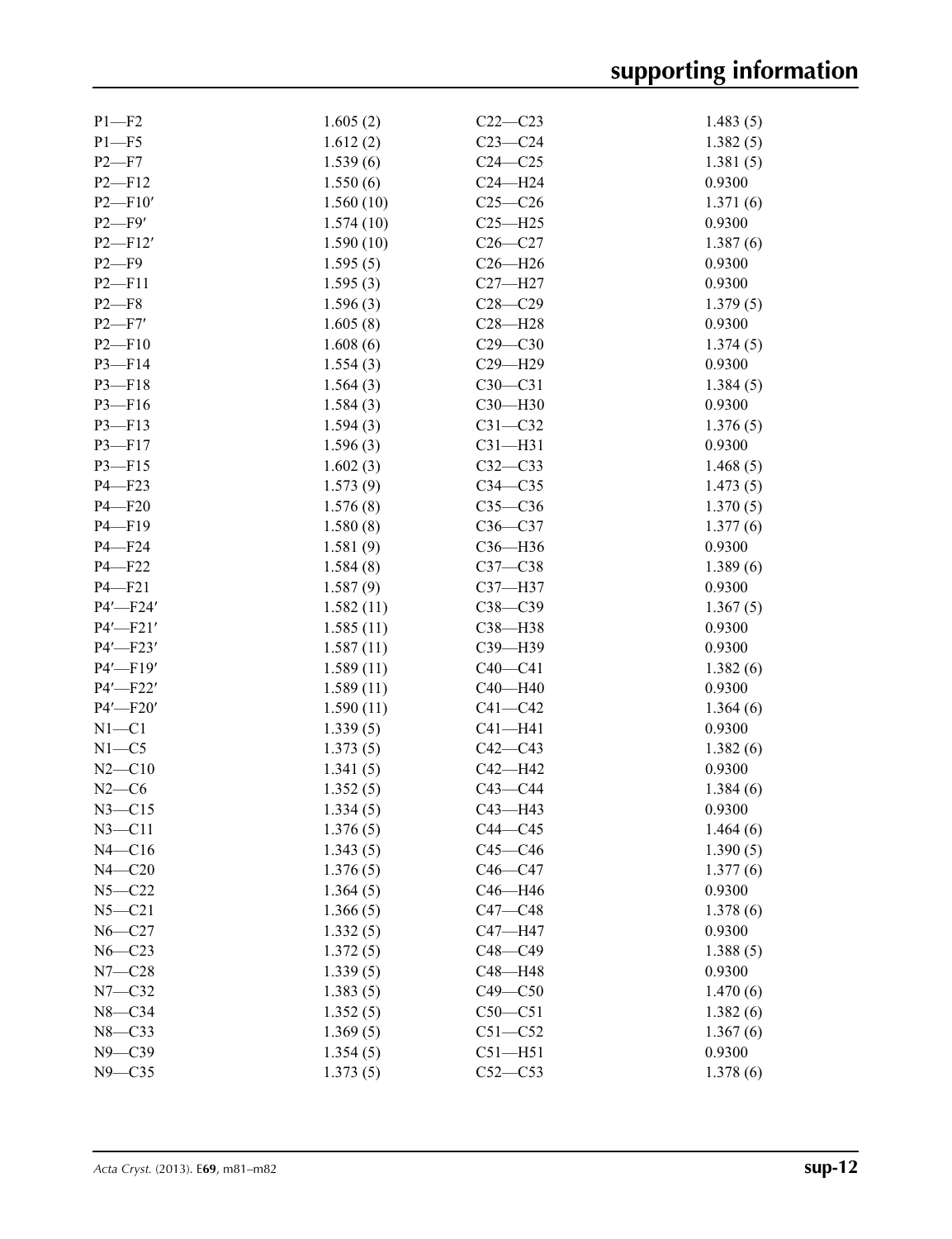| | | | |
|---|---|---|---|
| P1—F2 | 1.605 (2) | C22—C23 | 1.483 (5) |
| P1—F5 | 1.612 (2) | C23—C24 | 1.382 (5) |
| P2—F7 | 1.539 (6) | C24—C25 | 1.381 (5) |
| P2—F12 | 1.550 (6) | C24—H24 | 0.9300 |
| P2—F10′ | 1.560 (10) | C25—C26 | 1.371 (6) |
| P2—F9′ | 1.574 (10) | C25—H25 | 0.9300 |
| P2—F12′ | 1.590 (10) | C26—C27 | 1.387 (6) |
| P2—F9 | 1.595 (5) | C26—H26 | 0.9300 |
| P2—F11 | 1.595 (3) | C27—H27 | 0.9300 |
| P2—F8 | 1.596 (3) | C28—C29 | 1.379 (5) |
| P2—F7′ | 1.605 (8) | C28—H28 | 0.9300 |
| P2—F10 | 1.608 (6) | C29—C30 | 1.374 (5) |
| P3—F14 | 1.554 (3) | C29—H29 | 0.9300 |
| P3—F18 | 1.564 (3) | C30—C31 | 1.384 (5) |
| P3—F16 | 1.584 (3) | C30—H30 | 0.9300 |
| P3—F13 | 1.594 (3) | C31—C32 | 1.376 (5) |
| P3—F17 | 1.596 (3) | C31—H31 | 0.9300 |
| P3—F15 | 1.602 (3) | C32—C33 | 1.468 (5) |
| P4—F23 | 1.573 (9) | C34—C35 | 1.473 (5) |
| P4—F20 | 1.576 (8) | C35—C36 | 1.370 (5) |
| P4—F19 | 1.580 (8) | C36—C37 | 1.377 (6) |
| P4—F24 | 1.581 (9) | C36—H36 | 0.9300 |
| P4—F22 | 1.584 (8) | C37—C38 | 1.389 (6) |
| P4—F21 | 1.587 (9) | C37—H37 | 0.9300 |
| P4′—F24′ | 1.582 (11) | C38—C39 | 1.367 (5) |
| P4′—F21′ | 1.585 (11) | C38—H38 | 0.9300 |
| P4′—F23′ | 1.587 (11) | C39—H39 | 0.9300 |
| P4′—F19′ | 1.589 (11) | C40—C41 | 1.382 (6) |
| P4′—F22′ | 1.589 (11) | C40—H40 | 0.9300 |
| P4′—F20′ | 1.590 (11) | C41—C42 | 1.364 (6) |
| N1—C1 | 1.339 (5) | C41—H41 | 0.9300 |
| N1—C5 | 1.373 (5) | C42—C43 | 1.382 (6) |
| N2—C10 | 1.341 (5) | C42—H42 | 0.9300 |
| N2—C6 | 1.352 (5) | C43—C44 | 1.384 (6) |
| N3—C15 | 1.334 (5) | C43—H43 | 0.9300 |
| N3—C11 | 1.376 (5) | C44—C45 | 1.464 (6) |
| N4—C16 | 1.343 (5) | C45—C46 | 1.390 (5) |
| N4—C20 | 1.376 (5) | C46—C47 | 1.377 (6) |
| N5—C22 | 1.364 (5) | C46—H46 | 0.9300 |
| N5—C21 | 1.366 (5) | C47—C48 | 1.378 (6) |
| N6—C27 | 1.332 (5) | C47—H47 | 0.9300 |
| N6—C23 | 1.372 (5) | C48—C49 | 1.388 (5) |
| N7—C28 | 1.339 (5) | C48—H48 | 0.9300 |
| N7—C32 | 1.383 (5) | C49—C50 | 1.470 (6) |
| N8—C34 | 1.352 (5) | C50—C51 | 1.382 (6) |
| N8—C33 | 1.369 (5) | C51—C52 | 1.367 (6) |
| N9—C39 | 1.354 (5) | C51—H51 | 0.9300 |
| N9—C35 | 1.373 (5) | C52—C53 | 1.378 (6) |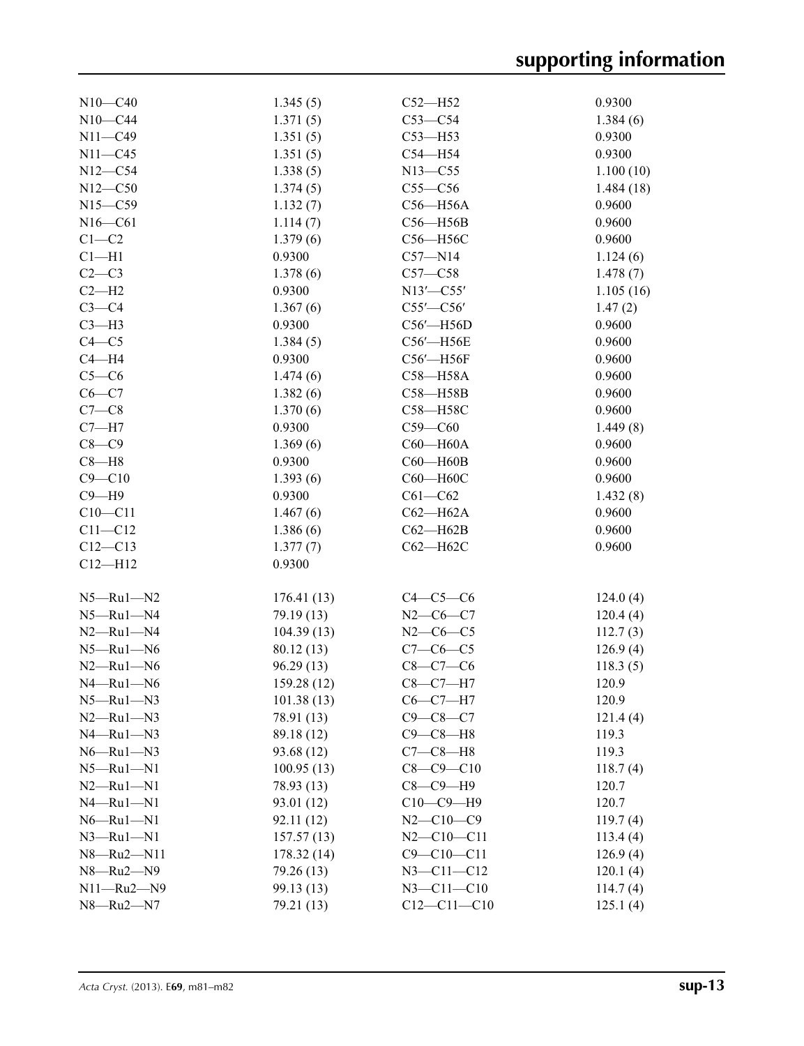| | | | |
|---|---|---|---|
| N10—C40 | 1.345 (5) | C52—H52 | 0.9300 |
| N10—C44 | 1.371 (5) | C53—C54 | 1.384 (6) |
| N11—C49 | 1.351 (5) | C53—H53 | 0.9300 |
| N11—C45 | 1.351 (5) | C54—H54 | 0.9300 |
| N12—C54 | 1.338 (5) | N13—C55 | 1.100 (10) |
| N12—C50 | 1.374 (5) | C55—C56 | 1.484 (18) |
| N15—C59 | 1.132 (7) | C56—H56A | 0.9600 |
| N16—C61 | 1.114 (7) | C56—H56B | 0.9600 |
| C1—C2 | 1.379 (6) | C56—H56C | 0.9600 |
| C1—H1 | 0.9300 | C57—N14 | 1.124 (6) |
| C2—C3 | 1.378 (6) | C57—C58 | 1.478 (7) |
| C2—H2 | 0.9300 | N13′—C55′ | 1.105 (16) |
| C3—C4 | 1.367 (6) | C55′—C56′ | 1.47 (2) |
| C3—H3 | 0.9300 | C56′—H56D | 0.9600 |
| C4—C5 | 1.384 (5) | C56′—H56E | 0.9600 |
| C4—H4 | 0.9300 | C56′—H56F | 0.9600 |
| C5—C6 | 1.474 (6) | C58—H58A | 0.9600 |
| C6—C7 | 1.382 (6) | C58—H58B | 0.9600 |
| C7—C8 | 1.370 (6) | C58—H58C | 0.9600 |
| C7—H7 | 0.9300 | C59—C60 | 1.449 (8) |
| C8—C9 | 1.369 (6) | C60—H60A | 0.9600 |
| C8—H8 | 0.9300 | C60—H60B | 0.9600 |
| C9—C10 | 1.393 (6) | C60—H60C | 0.9600 |
| C9—H9 | 0.9300 | C61—C62 | 1.432 (8) |
| C10—C11 | 1.467 (6) | C62—H62A | 0.9600 |
| C11—C12 | 1.386 (6) | C62—H62B | 0.9600 |
| C12—C13 | 1.377 (7) | C62—H62C | 0.9600 |
| C12—H12 | 0.9300 | | |

| | | | |
|---|---|---|---|
| N5—Ru1—N2 | 176.41 (13) | C4—C5—C6 | 124.0 (4) |
| N5—Ru1—N4 | 79.19 (13) | N2—C6—C7 | 120.4 (4) |
| N2—Ru1—N4 | 104.39 (13) | N2—C6—C5 | 112.7 (3) |
| N5—Ru1—N6 | 80.12 (13) | C7—C6—C5 | 126.9 (4) |
| N2—Ru1—N6 | 96.29 (13) | C8—C7—C6 | 118.3 (5) |
| N4—Ru1—N6 | 159.28 (12) | C8—C7—H7 | 120.9 |
| N5—Ru1—N3 | 101.38 (13) | C6—C7—H7 | 120.9 |
| N2—Ru1—N3 | 78.91 (13) | C9—C8—C7 | 121.4 (4) |
| N4—Ru1—N3 | 89.18 (12) | C9—C8—H8 | 119.3 |
| N6—Ru1—N3 | 93.68 (12) | C7—C8—H8 | 119.3 |
| N5—Ru1—N1 | 100.95 (13) | C8—C9—C10 | 118.7 (4) |
| N2—Ru1—N1 | 78.93 (13) | C8—C9—H9 | 120.7 |
| N4—Ru1—N1 | 93.01 (12) | C10—C9—H9 | 120.7 |
| N6—Ru1—N1 | 92.11 (12) | N2—C10—C9 | 119.7 (4) |
| N3—Ru1—N1 | 157.57 (13) | N2—C10—C11 | 113.4 (4) |
| N8—Ru2—N11 | 178.32 (14) | C9—C10—C11 | 126.9 (4) |
| N8—Ru2—N9 | 79.26 (13) | N3—C11—C12 | 120.1 (4) |
| N11—Ru2—N9 | 99.13 (13) | N3—C11—C10 | 114.7 (4) |
| N8—Ru2—N7 | 79.21 (13) | C12—C11—C10 | 125.1 (4) |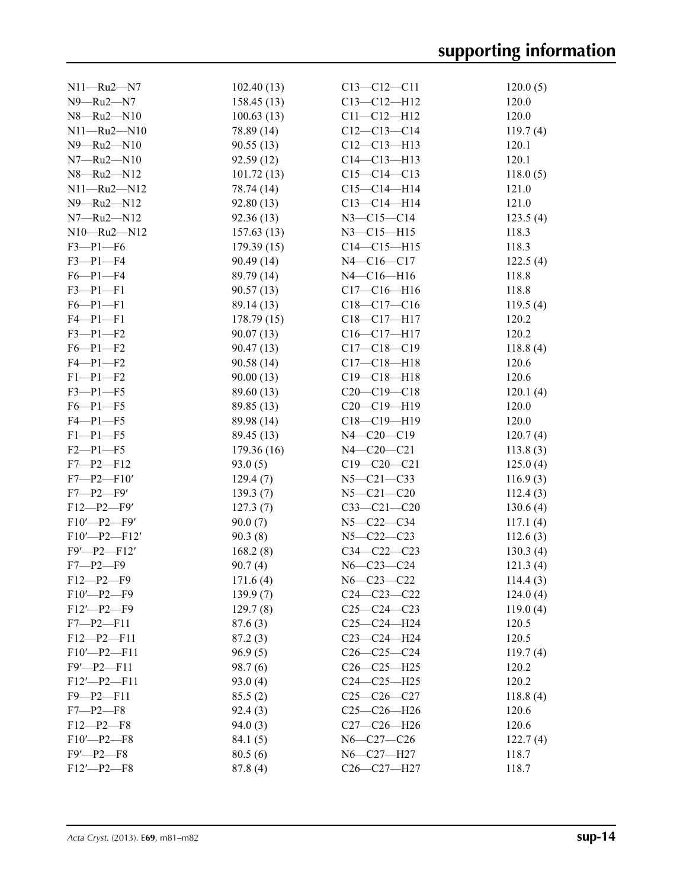| | | | |
|---|---|---|---|
| N11—Ru2—N7 | 102.40 (13) | C13—C12—C11 | 120.0 (5) |
| N9—Ru2—N7 | 158.45 (13) | C13—C12—H12 | 120.0 |
| N8—Ru2—N10 | 100.63 (13) | C11—C12—H12 | 120.0 |
| N11—Ru2—N10 | 78.89 (14) | C12—C13—C14 | 119.7 (4) |
| N9—Ru2—N10 | 90.55 (13) | C12—C13—H13 | 120.1 |
| N7—Ru2—N10 | 92.59 (12) | C14—C13—H13 | 120.1 |
| N8—Ru2—N12 | 101.72 (13) | C15—C14—C13 | 118.0 (5) |
| N11—Ru2—N12 | 78.74 (14) | C15—C14—H14 | 121.0 |
| N9—Ru2—N12 | 92.80 (13) | C13—C14—H14 | 121.0 |
| N7—Ru2—N12 | 92.36 (13) | N3—C15—C14 | 123.5 (4) |
| N10—Ru2—N12 | 157.63 (13) | N3—C15—H15 | 118.3 |
| F3—P1—F6 | 179.39 (15) | C14—C15—H15 | 118.3 |
| F3—P1—F4 | 90.49 (14) | N4—C16—C17 | 122.5 (4) |
| F6—P1—F4 | 89.79 (14) | N4—C16—H16 | 118.8 |
| F3—P1—F1 | 90.57 (13) | C17—C16—H16 | 118.8 |
| F6—P1—F1 | 89.14 (13) | C18—C17—C16 | 119.5 (4) |
| F4—P1—F1 | 178.79 (15) | C18—C17—H17 | 120.2 |
| F3—P1—F2 | 90.07 (13) | C16—C17—H17 | 120.2 |
| F6—P1—F2 | 90.47 (13) | C17—C18—C19 | 118.8 (4) |
| F4—P1—F2 | 90.58 (14) | C17—C18—H18 | 120.6 |
| F1—P1—F2 | 90.00 (13) | C19—C18—H18 | 120.6 |
| F3—P1—F5 | 89.60 (13) | C20—C19—C18 | 120.1 (4) |
| F6—P1—F5 | 89.85 (13) | C20—C19—H19 | 120.0 |
| F4—P1—F5 | 89.98 (14) | C18—C19—H19 | 120.0 |
| F1—P1—F5 | 89.45 (13) | N4—C20—C19 | 120.7 (4) |
| F2—P1—F5 | 179.36 (16) | N4—C20—C21 | 113.8 (3) |
| F7—P2—F12 | 93.0 (5) | C19—C20—C21 | 125.0 (4) |
| F7—P2—F10′ | 129.4 (7) | N5—C21—C33 | 116.9 (3) |
| F7—P2—F9′ | 139.3 (7) | N5—C21—C20 | 112.4 (3) |
| F12—P2—F9′ | 127.3 (7) | C33—C21—C20 | 130.6 (4) |
| F10′—P2—F9′ | 90.0 (7) | N5—C22—C34 | 117.1 (4) |
| F10′—P2—F12′ | 90.3 (8) | N5—C22—C23 | 112.6 (3) |
| F9′—P2—F12′ | 168.2 (8) | C34—C22—C23 | 130.3 (4) |
| F7—P2—F9 | 90.7 (4) | N6—C23—C24 | 121.3 (4) |
| F12—P2—F9 | 171.6 (4) | N6—C23—C22 | 114.4 (3) |
| F10′—P2—F9 | 139.9 (7) | C24—C23—C22 | 124.0 (4) |
| F12′—P2—F9 | 129.7 (8) | C25—C24—C23 | 119.0 (4) |
| F7—P2—F11 | 87.6 (3) | C25—C24—H24 | 120.5 |
| F12—P2—F11 | 87.2 (3) | C23—C24—H24 | 120.5 |
| F10′—P2—F11 | 96.9 (5) | C26—C25—C24 | 119.7 (4) |
| F9′—P2—F11 | 98.7 (6) | C26—C25—H25 | 120.2 |
| F12′—P2—F11 | 93.0 (4) | C24—C25—H25 | 120.2 |
| F9—P2—F11 | 85.5 (2) | C25—C26—C27 | 118.8 (4) |
| F7—P2—F8 | 92.4 (3) | C25—C26—H26 | 120.6 |
| F12—P2—F8 | 94.0 (3) | C27—C26—H26 | 120.6 |
| F10′—P2—F8 | 84.1 (5) | N6—C27—C26 | 122.7 (4) |
| F9′—P2—F8 | 80.5 (6) | N6—C27—H27 | 118.7 |
| F12′—P2—F8 | 87.8 (4) | C26—C27—H27 | 118.7 |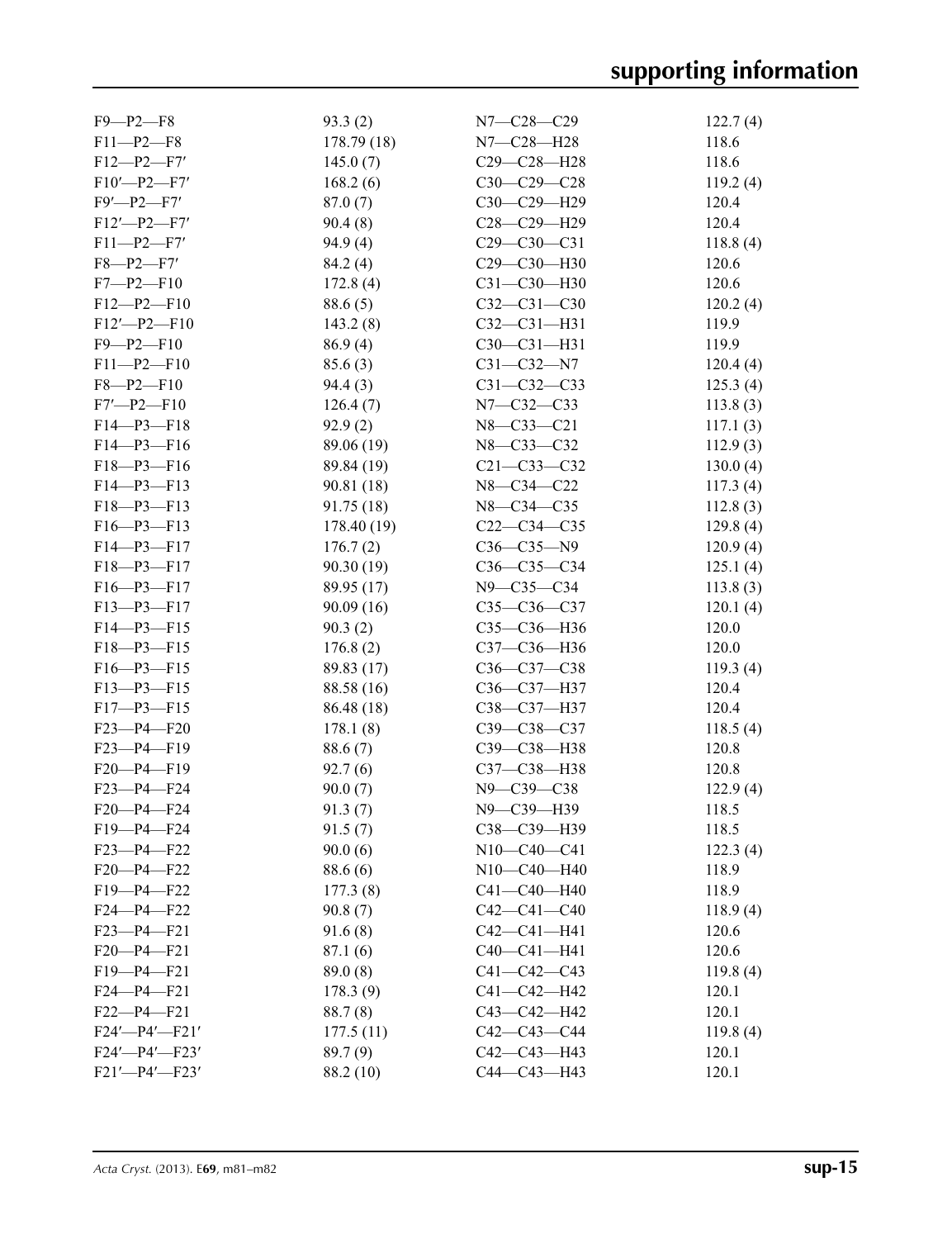| | | | |
|---|---|---|---|
| F9—P2—F8 | 93.3 (2) | N7—C28—C29 | 122.7 (4) |
| F11—P2—F8 | 178.79 (18) | N7—C28—H28 | 118.6 |
| F12—P2—F7′ | 145.0 (7) | C29—C28—H28 | 118.6 |
| F10′—P2—F7′ | 168.2 (6) | C30—C29—C28 | 119.2 (4) |
| F9′—P2—F7′ | 87.0 (7) | C30—C29—H29 | 120.4 |
| F12′—P2—F7′ | 90.4 (8) | C28—C29—H29 | 120.4 |
| F11—P2—F7′ | 94.9 (4) | C29—C30—C31 | 118.8 (4) |
| F8—P2—F7′ | 84.2 (4) | C29—C30—H30 | 120.6 |
| F7—P2—F10 | 172.8 (4) | C31—C30—H30 | 120.6 |
| F12—P2—F10 | 88.6 (5) | C32—C31—C30 | 120.2 (4) |
| F12′—P2—F10 | 143.2 (8) | C32—C31—H31 | 119.9 |
| F9—P2—F10 | 86.9 (4) | C30—C31—H31 | 119.9 |
| F11—P2—F10 | 85.6 (3) | C31—C32—N7 | 120.4 (4) |
| F8—P2—F10 | 94.4 (3) | C31—C32—C33 | 125.3 (4) |
| F7′—P2—F10 | 126.4 (7) | N7—C32—C33 | 113.8 (3) |
| F14—P3—F18 | 92.9 (2) | N8—C33—C21 | 117.1 (3) |
| F14—P3—F16 | 89.06 (19) | N8—C33—C32 | 112.9 (3) |
| F18—P3—F16 | 89.84 (19) | C21—C33—C32 | 130.0 (4) |
| F14—P3—F13 | 90.81 (18) | N8—C34—C22 | 117.3 (4) |
| F18—P3—F13 | 91.75 (18) | N8—C34—C35 | 112.8 (3) |
| F16—P3—F13 | 178.40 (19) | C22—C34—C35 | 129.8 (4) |
| F14—P3—F17 | 176.7 (2) | C36—C35—N9 | 120.9 (4) |
| F18—P3—F17 | 90.30 (19) | C36—C35—C34 | 125.1 (4) |
| F16—P3—F17 | 89.95 (17) | N9—C35—C34 | 113.8 (3) |
| F13—P3—F17 | 90.09 (16) | C35—C36—C37 | 120.1 (4) |
| F14—P3—F15 | 90.3 (2) | C35—C36—H36 | 120.0 |
| F18—P3—F15 | 176.8 (2) | C37—C36—H36 | 120.0 |
| F16—P3—F15 | 89.83 (17) | C36—C37—C38 | 119.3 (4) |
| F13—P3—F15 | 88.58 (16) | C36—C37—H37 | 120.4 |
| F17—P3—F15 | 86.48 (18) | C38—C37—H37 | 120.4 |
| F23—P4—F20 | 178.1 (8) | C39—C38—C37 | 118.5 (4) |
| F23—P4—F19 | 88.6 (7) | C39—C38—H38 | 120.8 |
| F20—P4—F19 | 92.7 (6) | C37—C38—H38 | 120.8 |
| F23—P4—F24 | 90.0 (7) | N9—C39—C38 | 122.9 (4) |
| F20—P4—F24 | 91.3 (7) | N9—C39—H39 | 118.5 |
| F19—P4—F24 | 91.5 (7) | C38—C39—H39 | 118.5 |
| F23—P4—F22 | 90.0 (6) | N10—C40—C41 | 122.3 (4) |
| F20—P4—F22 | 88.6 (6) | N10—C40—H40 | 118.9 |
| F19—P4—F22 | 177.3 (8) | C41—C40—H40 | 118.9 |
| F24—P4—F22 | 90.8 (7) | C42—C41—C40 | 118.9 (4) |
| F23—P4—F21 | 91.6 (8) | C42—C41—H41 | 120.6 |
| F20—P4—F21 | 87.1 (6) | C40—C41—H41 | 120.6 |
| F19—P4—F21 | 89.0 (8) | C41—C42—C43 | 119.8 (4) |
| F24—P4—F21 | 178.3 (9) | C41—C42—H42 | 120.1 |
| F22—P4—F21 | 88.7 (8) | C43—C42—H42 | 120.1 |
| F24′—P4′—F21′ | 177.5 (11) | C42—C43—C44 | 119.8 (4) |
| F24′—P4′—F23′ | 89.7 (9) | C42—C43—H43 | 120.1 |
| F21′—P4′—F23′ | 88.2 (10) | C44—C43—H43 | 120.1 |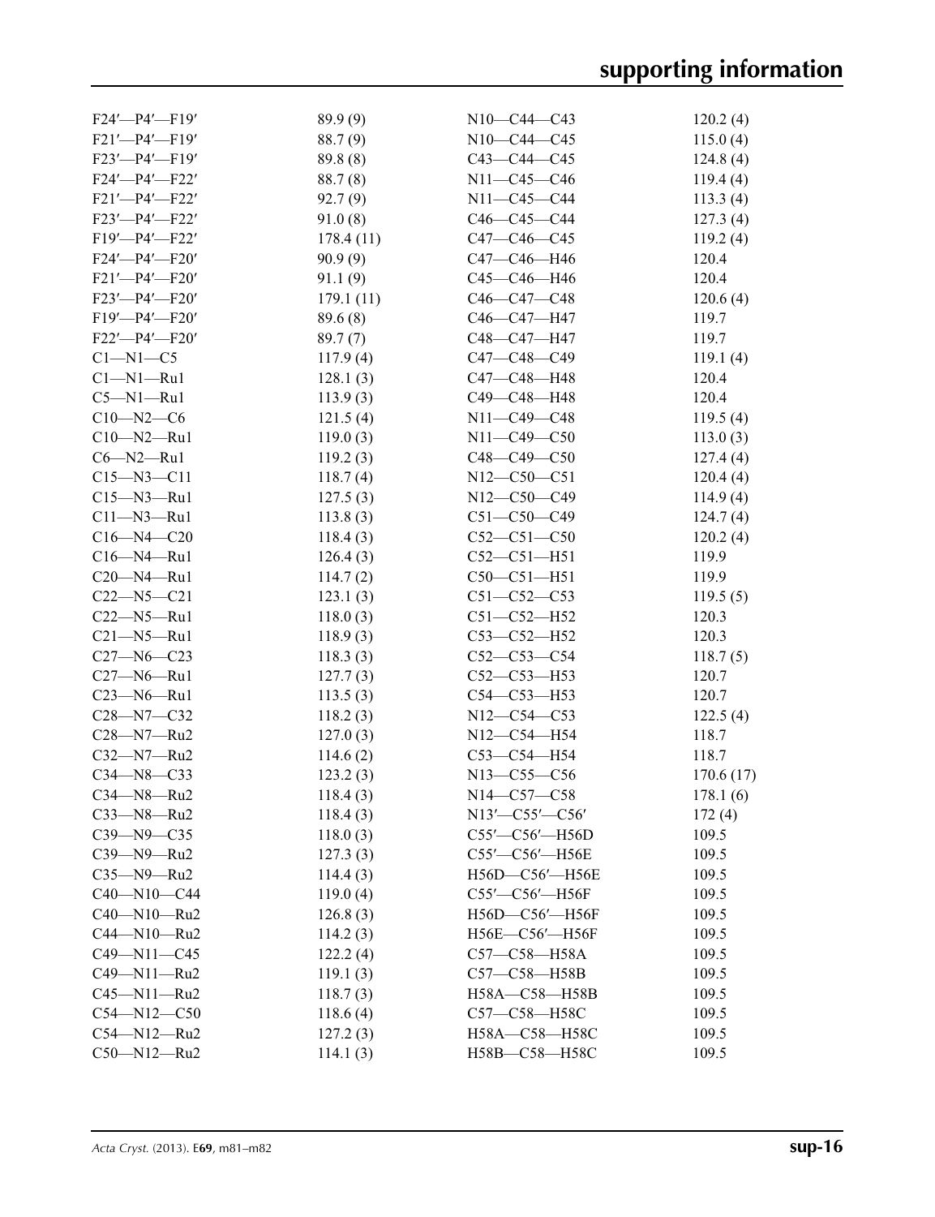| | | | |
|---|---|---|---|
| F24′—P4′—F19′ | 89.9 (9) | N10—C44—C43 | 120.2 (4) |
| F21′—P4′—F19′ | 88.7 (9) | N10—C44—C45 | 115.0 (4) |
| F23′—P4′—F19′ | 89.8 (8) | C43—C44—C45 | 124.8 (4) |
| F24′—P4′—F22′ | 88.7 (8) | N11—C45—C46 | 119.4 (4) |
| F21′—P4′—F22′ | 92.7 (9) | N11—C45—C44 | 113.3 (4) |
| F23′—P4′—F22′ | 91.0 (8) | C46—C45—C44 | 127.3 (4) |
| F19′—P4′—F22′ | 178.4 (11) | C47—C46—C45 | 119.2 (4) |
| F24′—P4′—F20′ | 90.9 (9) | C47—C46—H46 | 120.4 |
| F21′—P4′—F20′ | 91.1 (9) | C45—C46—H46 | 120.4 |
| F23′—P4′—F20′ | 179.1 (11) | C46—C47—C48 | 120.6 (4) |
| F19′—P4′—F20′ | 89.6 (8) | C46—C47—H47 | 119.7 |
| F22′—P4′—F20′ | 89.7 (7) | C48—C47—H47 | 119.7 |
| C1—N1—C5 | 117.9 (4) | C47—C48—C49 | 119.1 (4) |
| C1—N1—Ru1 | 128.1 (3) | C47—C48—H48 | 120.4 |
| C5—N1—Ru1 | 113.9 (3) | C49—C48—H48 | 120.4 |
| C10—N2—C6 | 121.5 (4) | N11—C49—C48 | 119.5 (4) |
| C10—N2—Ru1 | 119.0 (3) | N11—C49—C50 | 113.0 (3) |
| C6—N2—Ru1 | 119.2 (3) | C48—C49—C50 | 127.4 (4) |
| C15—N3—C11 | 118.7 (4) | N12—C50—C51 | 120.4 (4) |
| C15—N3—Ru1 | 127.5 (3) | N12—C50—C49 | 114.9 (4) |
| C11—N3—Ru1 | 113.8 (3) | C51—C50—C49 | 124.7 (4) |
| C16—N4—C20 | 118.4 (3) | C52—C51—C50 | 120.2 (4) |
| C16—N4—Ru1 | 126.4 (3) | C52—C51—H51 | 119.9 |
| C20—N4—Ru1 | 114.7 (2) | C50—C51—H51 | 119.9 |
| C22—N5—C21 | 123.1 (3) | C51—C52—C53 | 119.5 (5) |
| C22—N5—Ru1 | 118.0 (3) | C51—C52—H52 | 120.3 |
| C21—N5—Ru1 | 118.9 (3) | C53—C52—H52 | 120.3 |
| C27—N6—C23 | 118.3 (3) | C52—C53—C54 | 118.7 (5) |
| C27—N6—Ru1 | 127.7 (3) | C52—C53—H53 | 120.7 |
| C23—N6—Ru1 | 113.5 (3) | C54—C53—H53 | 120.7 |
| C28—N7—C32 | 118.2 (3) | N12—C54—C53 | 122.5 (4) |
| C28—N7—Ru2 | 127.0 (3) | N12—C54—H54 | 118.7 |
| C32—N7—Ru2 | 114.6 (2) | C53—C54—H54 | 118.7 |
| C34—N8—C33 | 123.2 (3) | N13—C55—C56 | 170.6 (17) |
| C34—N8—Ru2 | 118.4 (3) | N14—C57—C58 | 178.1 (6) |
| C33—N8—Ru2 | 118.4 (3) | N13′—C55′—C56′ | 172 (4) |
| C39—N9—C35 | 118.0 (3) | C55′—C56′—H56D | 109.5 |
| C39—N9—Ru2 | 127.3 (3) | C55′—C56′—H56E | 109.5 |
| C35—N9—Ru2 | 114.4 (3) | H56D—C56′—H56E | 109.5 |
| C40—N10—C44 | 119.0 (4) | C55′—C56′—H56F | 109.5 |
| C40—N10—Ru2 | 126.8 (3) | H56D—C56′—H56F | 109.5 |
| C44—N10—Ru2 | 114.2 (3) | H56E—C56′—H56F | 109.5 |
| C49—N11—C45 | 122.2 (4) | C57—C58—H58A | 109.5 |
| C49—N11—Ru2 | 119.1 (3) | C57—C58—H58B | 109.5 |
| C45—N11—Ru2 | 118.7 (3) | H58A—C58—H58B | 109.5 |
| C54—N12—C50 | 118.6 (4) | C57—C58—H58C | 109.5 |
| C54—N12—Ru2 | 127.2 (3) | H58A—C58—H58C | 109.5 |
| C50—N12—Ru2 | 114.1 (3) | H58B—C58—H58C | 109.5 |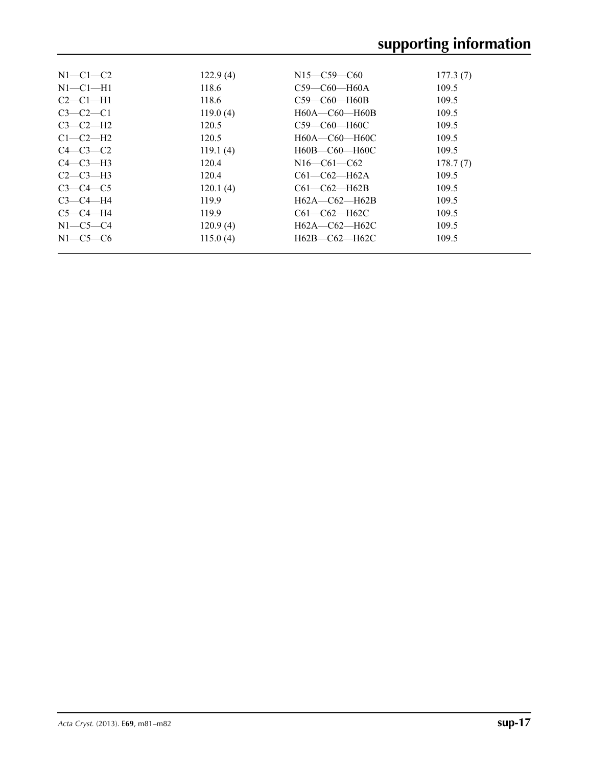| | | | |
|---|---|---|---|
| N1—C1—C2 | 122.9 (4) | N15—C59—C60 | 177.3 (7) |
| N1—C1—H1 | 118.6 | C59—C60—H60A | 109.5 |
| C2—C1—H1 | 118.6 | C59—C60—H60B | 109.5 |
| C3—C2—C1 | 119.0 (4) | H60A—C60—H60B | 109.5 |
| C3—C2—H2 | 120.5 | C59—C60—H60C | 109.5 |
| C1—C2—H2 | 120.5 | H60A—C60—H60C | 109.5 |
| C4—C3—C2 | 119.1 (4) | H60B—C60—H60C | 109.5 |
| C4—C3—H3 | 120.4 | N16—C61—C62 | 178.7 (7) |
| C2—C3—H3 | 120.4 | C61—C62—H62A | 109.5 |
| C3—C4—C5 | 120.1 (4) | C61—C62—H62B | 109.5 |
| C3—C4—H4 | 119.9 | H62A—C62—H62B | 109.5 |
| C5—C4—H4 | 119.9 | C61—C62—H62C | 109.5 |
| N1—C5—C4 | 120.9 (4) | H62A—C62—H62C | 109.5 |
| N1—C5—C6 | 115.0 (4) | H62B—C62—H62C | 109.5 |